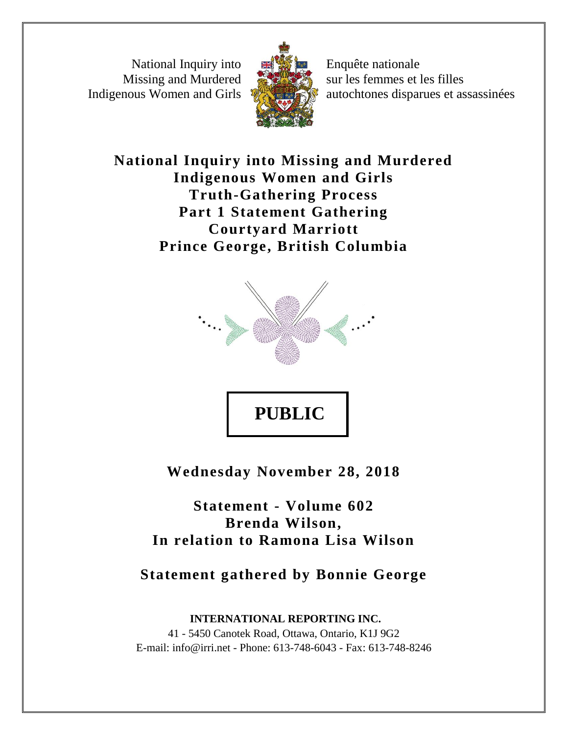National Inquiry into Missing and Murdered Indigenous Women and Girls

Enquête nationale sur les femmes et les filles autochtones disparues et assassinées

# National Inquiry into Missing and Murdered Indigenous Women and Girls Truth-Gathering Process Part 1 Statement Gathering Courtyard Marriott Prince George, British Columbia

**PUBLIC**

**Wednesday November 28, 2018**

**Statement - Volume 602**
**Brenda Wilson,**
**In relation to Ramona Lisa Wilson**

**Statement gathered by Bonnie George**

**INTERNATIONAL REPORTING INC.**
41 - 5450 Canotek Road, Ottawa, Ontario, K1J 9G2
E-mail: info@irri.net - Phone: 613-748-6043 - Fax: 613-748-8246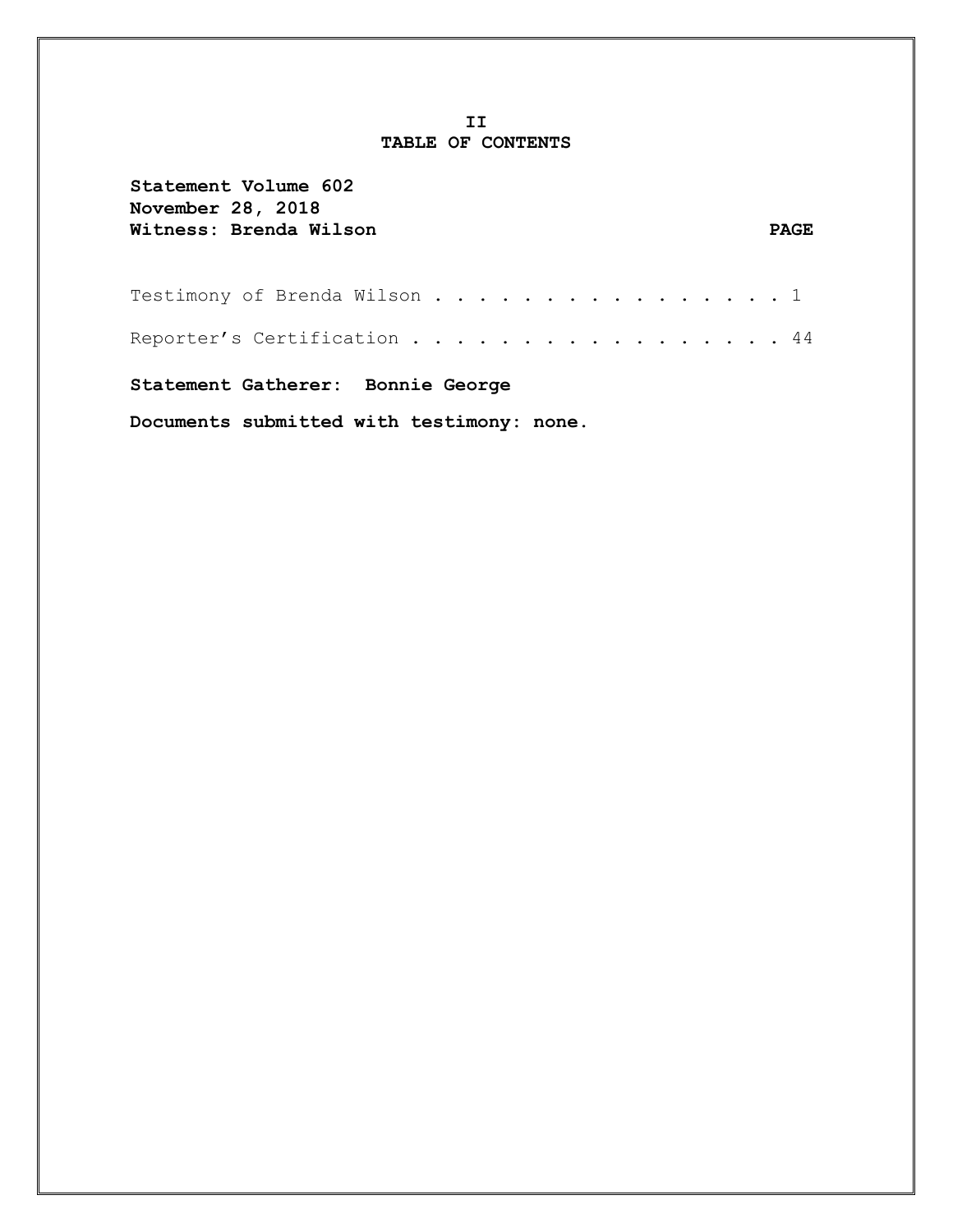**II**
# TABLE OF CONTENTS

**Statement Volume 602**
**November 28, 2018**
**Witness: Brenda Wilson**

| | PAGE |
|---|---|
| Testimony of Brenda Wilson | 1 |
| Reporter's Certification | 44 |

**Statement Gatherer: Bonnie George**

**Documents submitted with testimony: none.**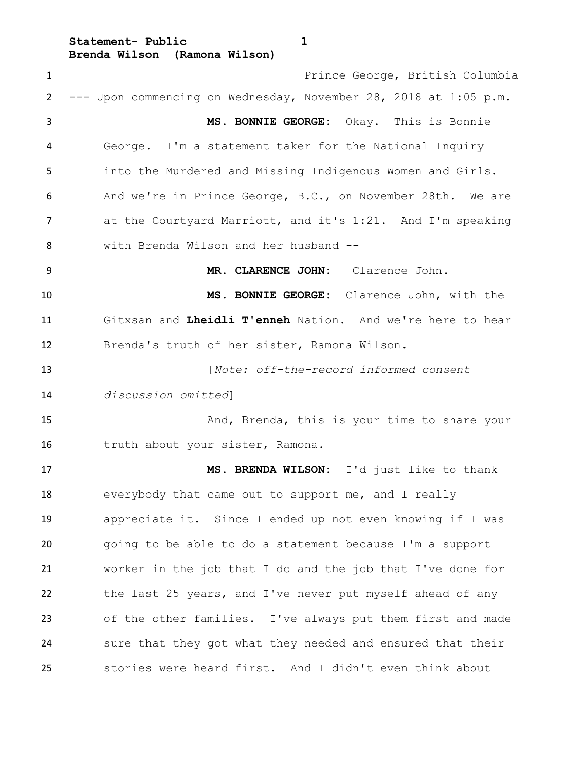Prince George, British Columbia

--- Upon commencing on Wednesday, November 28, 2018 at 1:05 p.m.

**MS. BONNIE GEORGE:** Okay. This is Bonnie George. I'm a statement taker for the National Inquiry into the Murdered and Missing Indigenous Women and Girls. And we're in Prince George, B.C., on November 28th. We are at the Courtyard Marriott, and it's 1:21. And I'm speaking with Brenda Wilson and her husband --

**MR. CLARENCE JOHN:** Clarence John.

**MS. BONNIE GEORGE:** Clarence John, with the Gitxsan and **Lheidli T'enneh** Nation. And we're here to hear Brenda's truth of her sister, Ramona Wilson.

[*Note: off-the-record informed consent discussion omitted*]

And, Brenda, this is your time to share your truth about your sister, Ramona.

**MS. BRENDA WILSON:** I'd just like to thank everybody that came out to support me, and I really appreciate it. Since I ended up not even knowing if I was going to be able to do a statement because I'm a support worker in the job that I do and the job that I've done for the last 25 years, and I've never put myself ahead of any of the other families. I've always put them first and made sure that they got what they needed and ensured that their stories were heard first. And I didn't even think about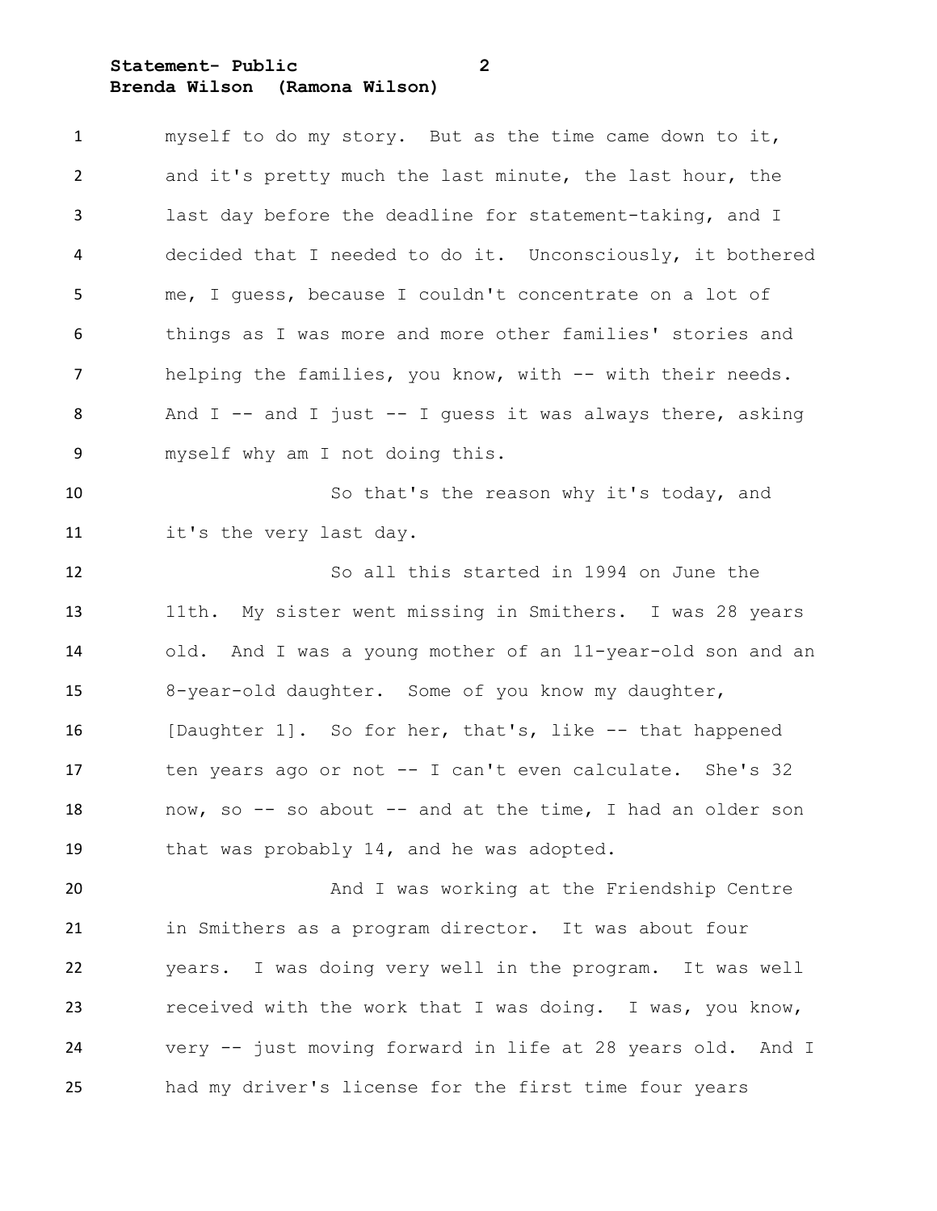myself to do my story. But as the time came down to it, and it's pretty much the last minute, the last hour, the last day before the deadline for statement-taking, and I decided that I needed to do it. Unconsciously, it bothered me, I guess, because I couldn't concentrate on a lot of things as I was more and more other families' stories and helping the families, you know, with -- with their needs. And I -- and I just -- I guess it was always there, asking myself why am I not doing this.

So that's the reason why it's today, and it's the very last day.

So all this started in 1994 on June the 11th. My sister went missing in Smithers. I was 28 years old. And I was a young mother of an 11-year-old son and an 8-year-old daughter. Some of you know my daughter, [Daughter 1]. So for her, that's, like -- that happened ten years ago or not -- I can't even calculate. She's 32 now, so -- so about -- and at the time, I had an older son that was probably 14, and he was adopted.

And I was working at the Friendship Centre in Smithers as a program director. It was about four years. I was doing very well in the program. It was well received with the work that I was doing. I was, you know, very -- just moving forward in life at 28 years old. And I had my driver's license for the first time four years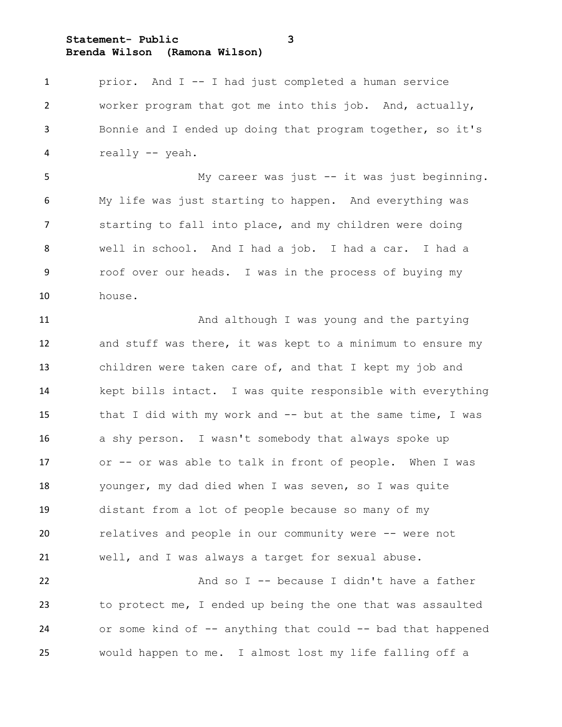prior. And I -- I had just completed a human service worker program that got me into this job. And, actually, Bonnie and I ended up doing that program together, so it's really -- yeah.

My career was just -- it was just beginning. My life was just starting to happen. And everything was starting to fall into place, and my children were doing well in school. And I had a job. I had a car. I had a roof over our heads. I was in the process of buying my house.

And although I was young and the partying and stuff was there, it was kept to a minimum to ensure my children were taken care of, and that I kept my job and kept bills intact. I was quite responsible with everything that I did with my work and -- but at the same time, I was a shy person. I wasn't somebody that always spoke up or -- or was able to talk in front of people. When I was younger, my dad died when I was seven, so I was quite distant from a lot of people because so many of my relatives and people in our community were -- were not well, and I was always a target for sexual abuse.

And so I -- because I didn't have a father to protect me, I ended up being the one that was assaulted or some kind of -- anything that could -- bad that happened would happen to me. I almost lost my life falling off a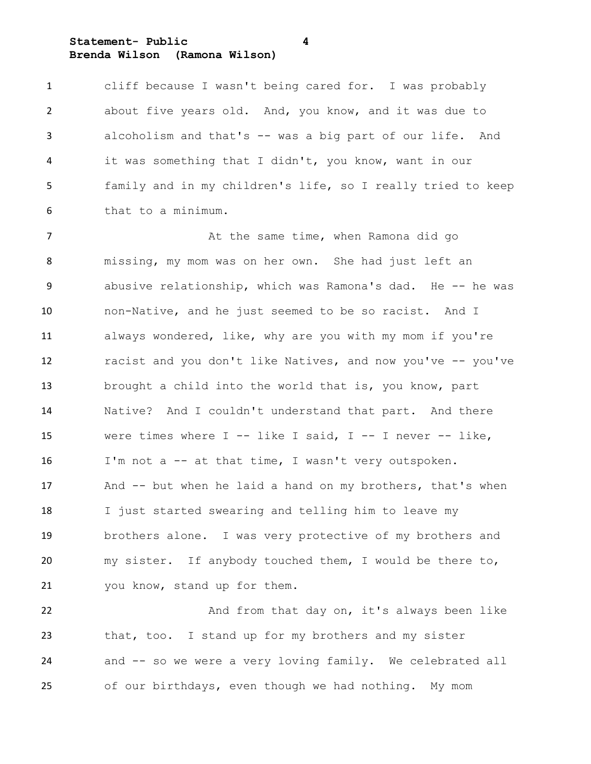cliff because I wasn't being cared for. I was probably about five years old. And, you know, and it was due to alcoholism and that's -- was a big part of our life. And it was something that I didn't, you know, want in our family and in my children's life, so I really tried to keep that to a minimum.

At the same time, when Ramona did go missing, my mom was on her own. She had just left an abusive relationship, which was Ramona's dad. He -- he was non-Native, and he just seemed to be so racist. And I always wondered, like, why are you with my mom if you're racist and you don't like Natives, and now you've -- you've brought a child into the world that is, you know, part Native? And I couldn't understand that part. And there were times where I -- like I said, I -- I never -- like, I'm not a -- at that time, I wasn't very outspoken. And -- but when he laid a hand on my brothers, that's when I just started swearing and telling him to leave my brothers alone. I was very protective of my brothers and my sister. If anybody touched them, I would be there to, you know, stand up for them.

And from that day on, it's always been like that, too. I stand up for my brothers and my sister and -- so we were a very loving family. We celebrated all of our birthdays, even though we had nothing. My mom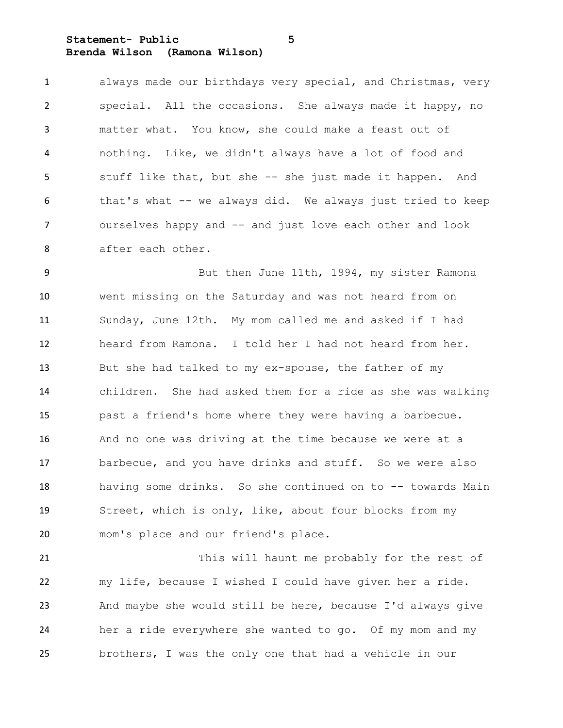always made our birthdays very special, and Christmas, very special. All the occasions. She always made it happy, no matter what. You know, she could make a feast out of nothing. Like, we didn't always have a lot of food and stuff like that, but she -- she just made it happen. And that's what -- we always did. We always just tried to keep ourselves happy and -- and just love each other and look after each other.

But then June 11th, 1994, my sister Ramona went missing on the Saturday and was not heard from on Sunday, June 12th. My mom called me and asked if I had heard from Ramona. I told her I had not heard from her. But she had talked to my ex-spouse, the father of my children. She had asked them for a ride as she was walking past a friend's home where they were having a barbecue. And no one was driving at the time because we were at a barbecue, and you have drinks and stuff. So we were also having some drinks. So she continued on to -- towards Main Street, which is only, like, about four blocks from my mom's place and our friend's place.

This will haunt me probably for the rest of my life, because I wished I could have given her a ride. And maybe she would still be here, because I'd always give her a ride everywhere she wanted to go. Of my mom and my brothers, I was the only one that had a vehicle in our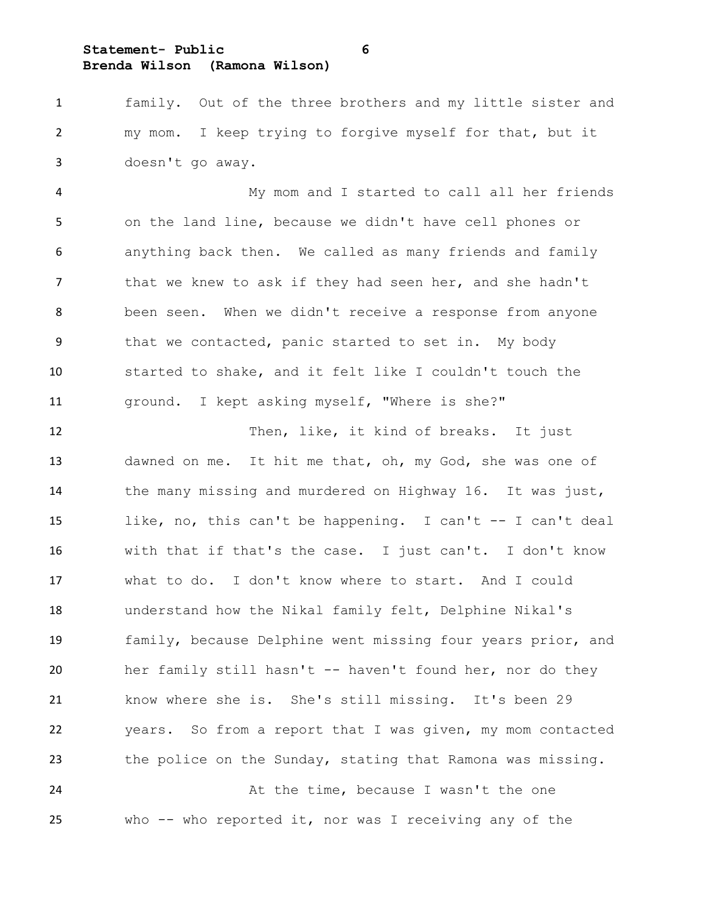family. Out of the three brothers and my little sister and my mom. I keep trying to forgive myself for that, but it doesn't go away.

My mom and I started to call all her friends on the land line, because we didn't have cell phones or anything back then. We called as many friends and family that we knew to ask if they had seen her, and she hadn't been seen. When we didn't receive a response from anyone that we contacted, panic started to set in. My body started to shake, and it felt like I couldn't touch the ground. I kept asking myself, "Where is she?"

Then, like, it kind of breaks. It just dawned on me. It hit me that, oh, my God, she was one of the many missing and murdered on Highway 16. It was just, like, no, this can't be happening. I can't -- I can't deal with that if that's the case. I just can't. I don't know what to do. I don't know where to start. And I could understand how the Nikal family felt, Delphine Nikal's family, because Delphine went missing four years prior, and her family still hasn't -- haven't found her, nor do they know where she is. She's still missing. It's been 29 years. So from a report that I was given, my mom contacted the police on the Sunday, stating that Ramona was missing.

At the time, because I wasn't the one who -- who reported it, nor was I receiving any of the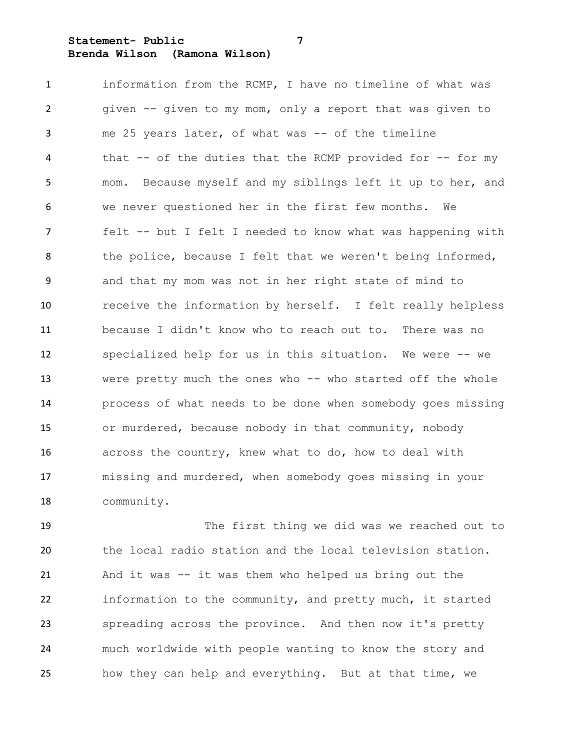information from the RCMP, I have no timeline of what was given -- given to my mom, only a report that was given to me 25 years later, of what was -- of the timeline that -- of the duties that the RCMP provided for -- for my mom. Because myself and my siblings left it up to her, and we never questioned her in the first few months. We felt -- but I felt I needed to know what was happening with the police, because I felt that we weren't being informed, and that my mom was not in her right state of mind to receive the information by herself. I felt really helpless because I didn't know who to reach out to. There was no specialized help for us in this situation. We were -- we were pretty much the ones who -- who started off the whole process of what needs to be done when somebody goes missing or murdered, because nobody in that community, nobody across the country, knew what to do, how to deal with missing and murdered, when somebody goes missing in your community.

The first thing we did was we reached out to the local radio station and the local television station. And it was -- it was them who helped us bring out the information to the community, and pretty much, it started spreading across the province. And then now it's pretty much worldwide with people wanting to know the story and how they can help and everything. But at that time, we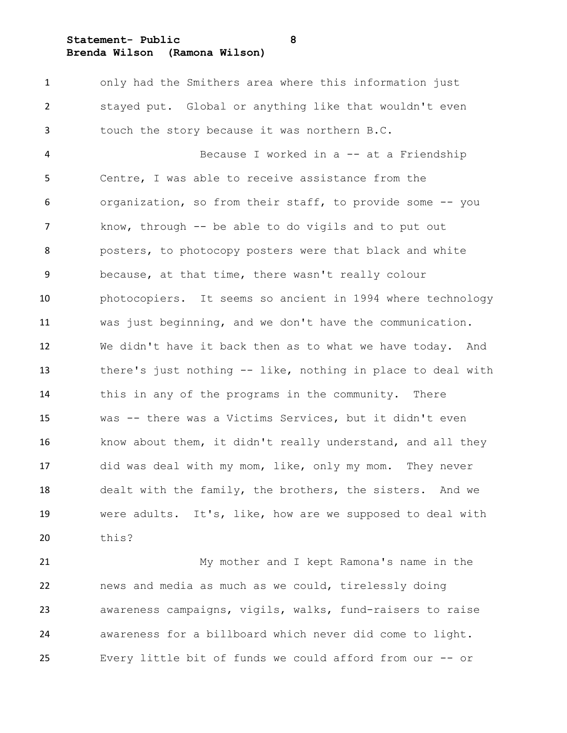only had the Smithers area where this information just stayed put. Global or anything like that wouldn't even touch the story because it was northern B.C.

Because I worked in a -- at a Friendship Centre, I was able to receive assistance from the organization, so from their staff, to provide some -- you know, through -- be able to do vigils and to put out posters, to photocopy posters were that black and white because, at that time, there wasn't really colour photocopiers. It seems so ancient in 1994 where technology was just beginning, and we don't have the communication. We didn't have it back then as to what we have today. And there's just nothing -- like, nothing in place to deal with this in any of the programs in the community. There was -- there was a Victims Services, but it didn't even know about them, it didn't really understand, and all they did was deal with my mom, like, only my mom. They never dealt with the family, the brothers, the sisters. And we were adults. It's, like, how are we supposed to deal with this?

My mother and I kept Ramona's name in the news and media as much as we could, tirelessly doing awareness campaigns, vigils, walks, fund-raisers to raise awareness for a billboard which never did come to light. Every little bit of funds we could afford from our -- or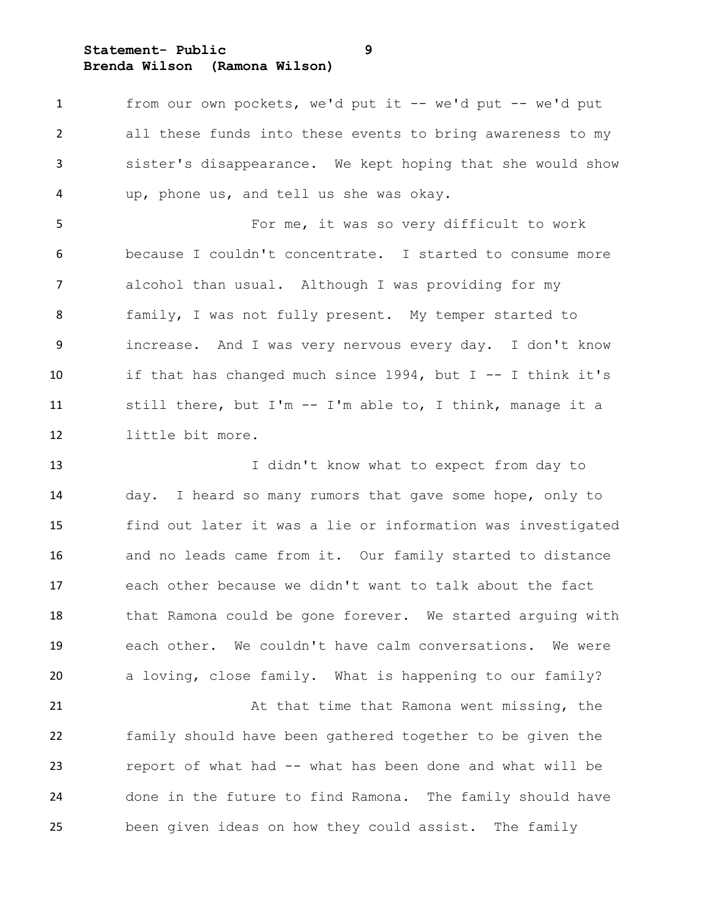from our own pockets, we'd put it -- we'd put -- we'd put all these funds into these events to bring awareness to my sister's disappearance. We kept hoping that she would show up, phone us, and tell us she was okay.

For me, it was so very difficult to work because I couldn't concentrate. I started to consume more alcohol than usual. Although I was providing for my family, I was not fully present. My temper started to increase. And I was very nervous every day. I don't know if that has changed much since 1994, but I -- I think it's still there, but I'm -- I'm able to, I think, manage it a little bit more.

I didn't know what to expect from day to day. I heard so many rumors that gave some hope, only to find out later it was a lie or information was investigated and no leads came from it. Our family started to distance each other because we didn't want to talk about the fact that Ramona could be gone forever. We started arguing with each other. We couldn't have calm conversations. We were a loving, close family. What is happening to our family?

At that time that Ramona went missing, the family should have been gathered together to be given the report of what had -- what has been done and what will be done in the future to find Ramona. The family should have been given ideas on how they could assist. The family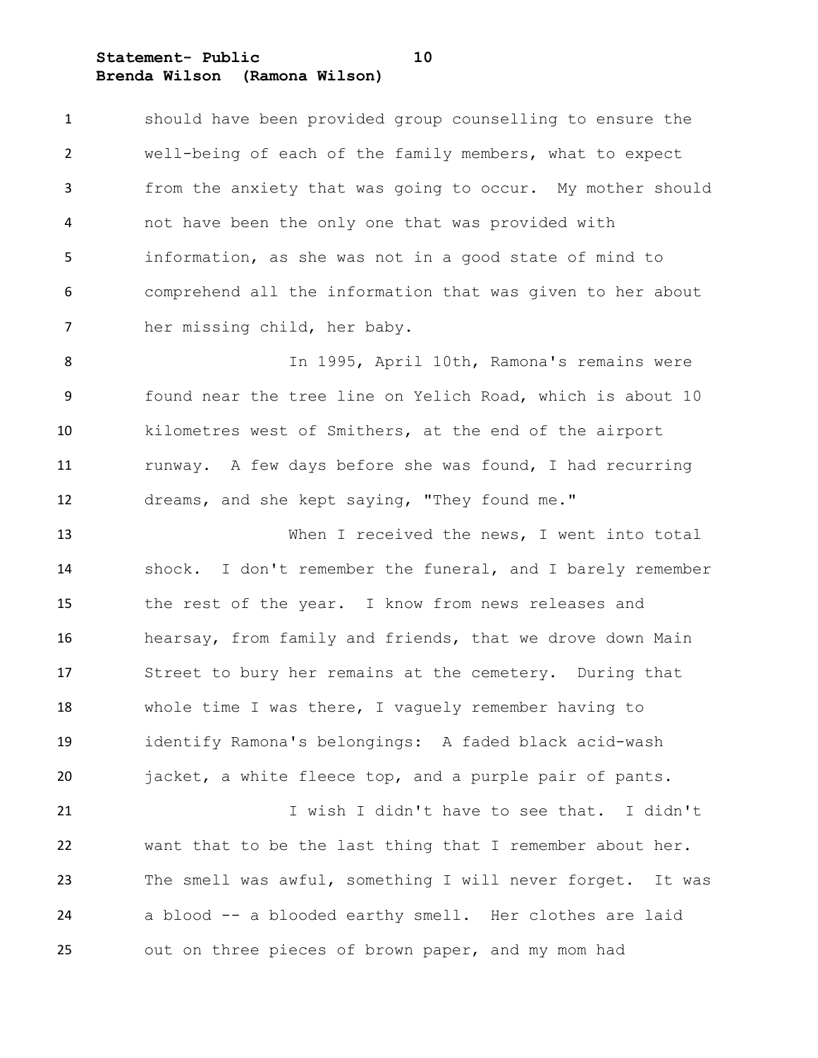should have been provided group counselling to ensure the well-being of each of the family members, what to expect from the anxiety that was going to occur. My mother should not have been the only one that was provided with information, as she was not in a good state of mind to comprehend all the information that was given to her about her missing child, her baby.

In 1995, April 10th, Ramona's remains were found near the tree line on Yelich Road, which is about 10 kilometres west of Smithers, at the end of the airport runway. A few days before she was found, I had recurring dreams, and she kept saying, "They found me."

When I received the news, I went into total shock. I don't remember the funeral, and I barely remember the rest of the year. I know from news releases and hearsay, from family and friends, that we drove down Main Street to bury her remains at the cemetery. During that whole time I was there, I vaguely remember having to identify Ramona's belongings: A faded black acid-wash jacket, a white fleece top, and a purple pair of pants.

I wish I didn't have to see that. I didn't want that to be the last thing that I remember about her. The smell was awful, something I will never forget. It was a blood -- a blooded earthy smell. Her clothes are laid out on three pieces of brown paper, and my mom had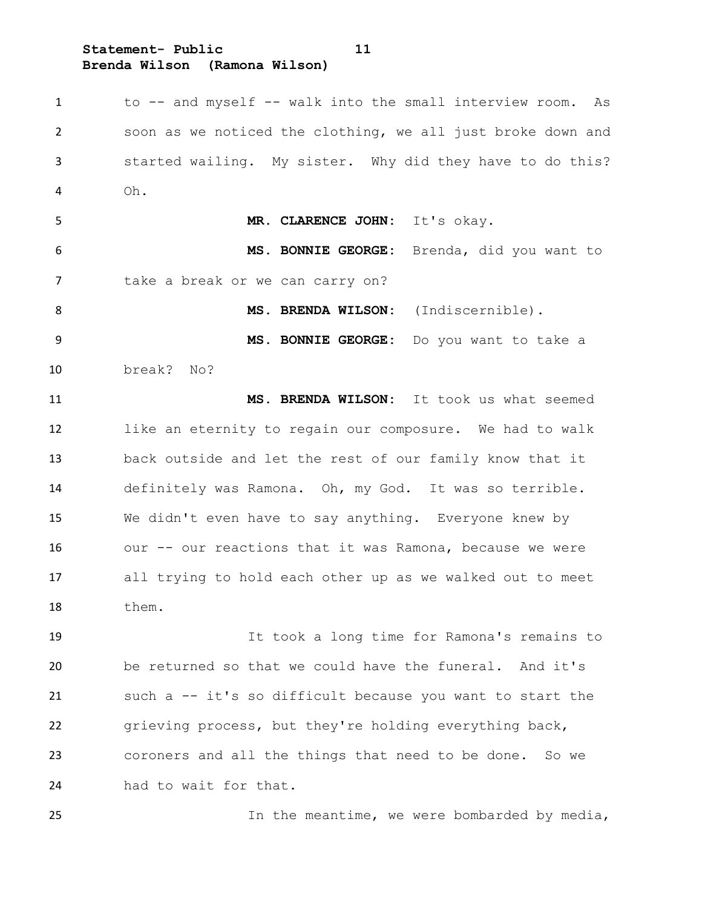to -- and myself -- walk into the small interview room. As soon as we noticed the clothing, we all just broke down and started wailing. My sister. Why did they have to do this? Oh.

**MR. CLARENCE JOHN:** It's okay.

**MS. BONNIE GEORGE:** Brenda, did you want to take a break or we can carry on?

**MS. BRENDA WILSON:** (Indiscernible).

**MS. BONNIE GEORGE:** Do you want to take a break? No?

**MS. BRENDA WILSON:** It took us what seemed like an eternity to regain our composure. We had to walk back outside and let the rest of our family know that it definitely was Ramona. Oh, my God. It was so terrible. We didn't even have to say anything. Everyone knew by our -- our reactions that it was Ramona, because we were all trying to hold each other up as we walked out to meet them.

It took a long time for Ramona's remains to be returned so that we could have the funeral. And it's such a -- it's so difficult because you want to start the grieving process, but they're holding everything back, coroners and all the things that need to be done. So we had to wait for that.

In the meantime, we were bombarded by media,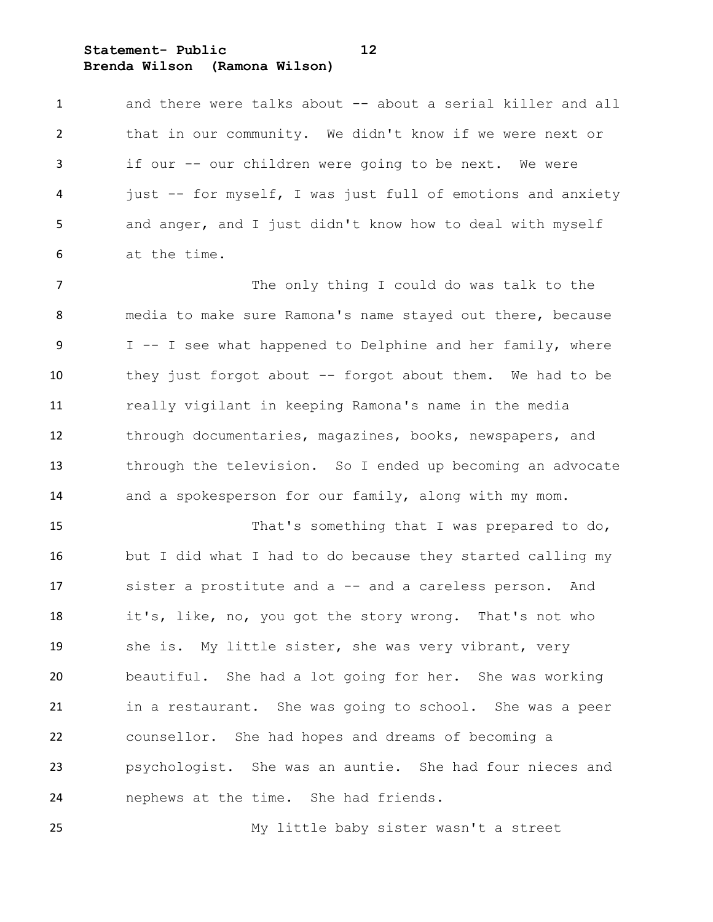and there were talks about -- about a serial killer and all that in our community. We didn't know if we were next or if our -- our children were going to be next. We were just -- for myself, I was just full of emotions and anxiety and anger, and I just didn't know how to deal with myself at the time.

The only thing I could do was talk to the media to make sure Ramona's name stayed out there, because I -- I see what happened to Delphine and her family, where they just forgot about -- forgot about them. We had to be really vigilant in keeping Ramona's name in the media through documentaries, magazines, books, newspapers, and through the television. So I ended up becoming an advocate and a spokesperson for our family, along with my mom.

That's something that I was prepared to do, but I did what I had to do because they started calling my sister a prostitute and a -- and a careless person. And it's, like, no, you got the story wrong. That's not who she is. My little sister, she was very vibrant, very beautiful. She had a lot going for her. She was working in a restaurant. She was going to school. She was a peer counsellor. She had hopes and dreams of becoming a psychologist. She was an auntie. She had four nieces and nephews at the time. She had friends.

My little baby sister wasn't a street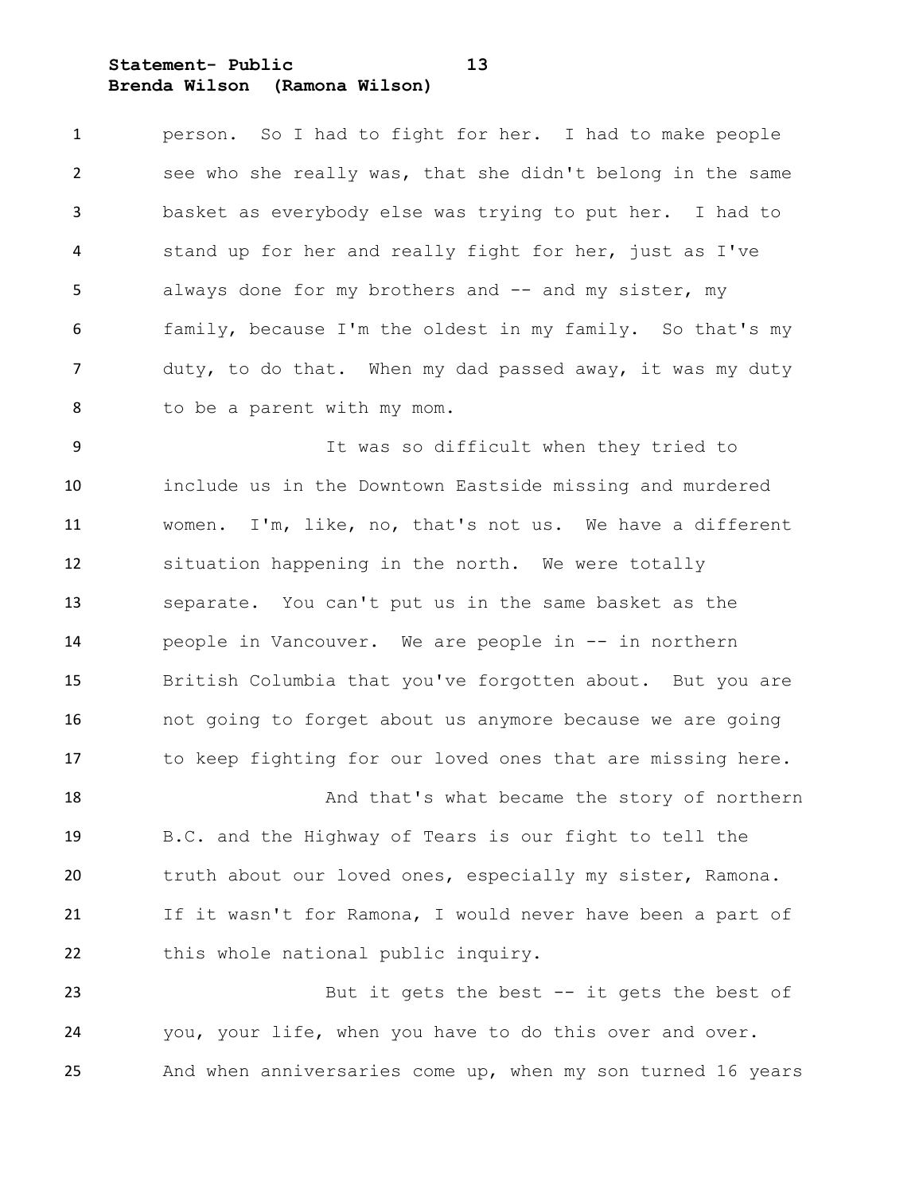person. So I had to fight for her. I had to make people see who she really was, that she didn't belong in the same basket as everybody else was trying to put her. I had to stand up for her and really fight for her, just as I've always done for my brothers and -- and my sister, my family, because I'm the oldest in my family. So that's my duty, to do that. When my dad passed away, it was my duty to be a parent with my mom.

It was so difficult when they tried to include us in the Downtown Eastside missing and murdered women. I'm, like, no, that's not us. We have a different situation happening in the north. We were totally separate. You can't put us in the same basket as the people in Vancouver. We are people in -- in northern British Columbia that you've forgotten about. But you are not going to forget about us anymore because we are going to keep fighting for our loved ones that are missing here.

And that's what became the story of northern B.C. and the Highway of Tears is our fight to tell the truth about our loved ones, especially my sister, Ramona. If it wasn't for Ramona, I would never have been a part of this whole national public inquiry.

But it gets the best -- it gets the best of you, your life, when you have to do this over and over. And when anniversaries come up, when my son turned 16 years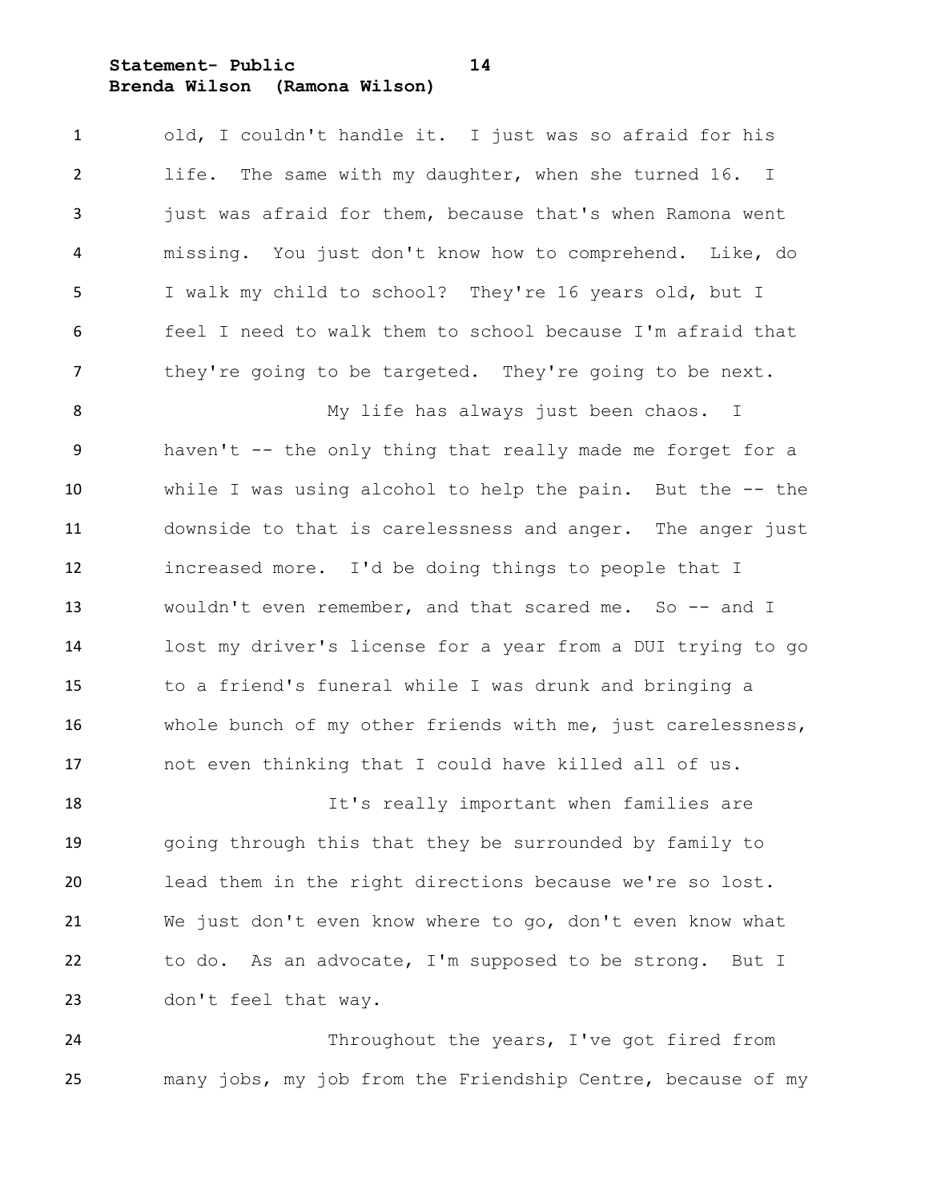old, I couldn't handle it. I just was so afraid for his life. The same with my daughter, when she turned 16. I just was afraid for them, because that's when Ramona went missing. You just don't know how to comprehend. Like, do I walk my child to school? They're 16 years old, but I feel I need to walk them to school because I'm afraid that they're going to be targeted. They're going to be next.

My life has always just been chaos. I haven't -- the only thing that really made me forget for a while I was using alcohol to help the pain. But the -- the downside to that is carelessness and anger. The anger just increased more. I'd be doing things to people that I wouldn't even remember, and that scared me. So -- and I lost my driver's license for a year from a DUI trying to go to a friend's funeral while I was drunk and bringing a whole bunch of my other friends with me, just carelessness, not even thinking that I could have killed all of us.

It's really important when families are going through this that they be surrounded by family to lead them in the right directions because we're so lost. We just don't even know where to go, don't even know what to do. As an advocate, I'm supposed to be strong. But I don't feel that way.

Throughout the years, I've got fired from many jobs, my job from the Friendship Centre, because of my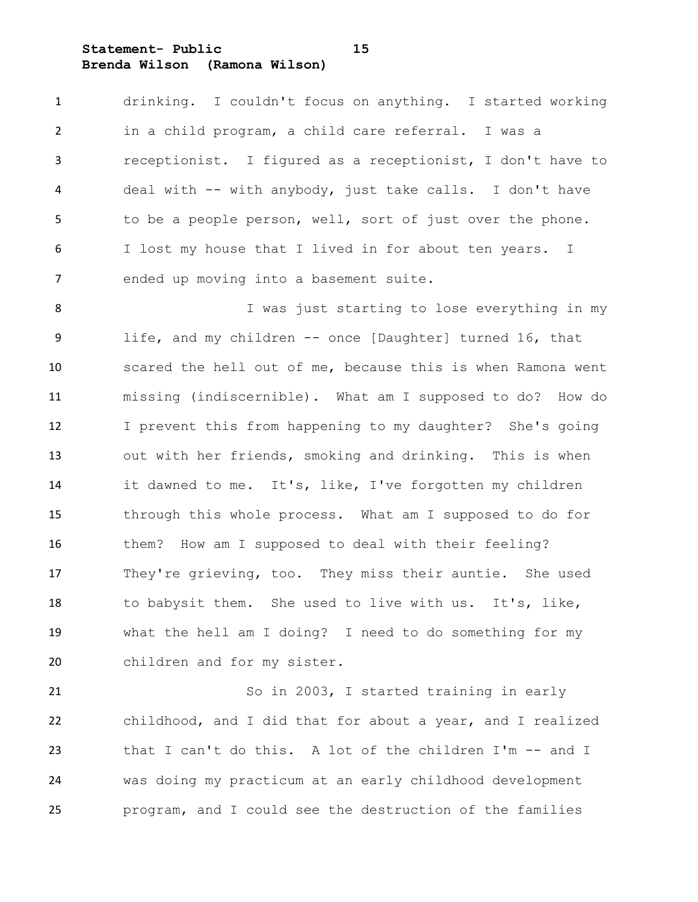drinking. I couldn't focus on anything. I started working in a child program, a child care referral. I was a receptionist. I figured as a receptionist, I don't have to deal with -- with anybody, just take calls. I don't have to be a people person, well, sort of just over the phone. I lost my house that I lived in for about ten years. I ended up moving into a basement suite.

I was just starting to lose everything in my life, and my children -- once [Daughter] turned 16, that scared the hell out of me, because this is when Ramona went missing (indiscernible). What am I supposed to do? How do I prevent this from happening to my daughter? She's going out with her friends, smoking and drinking. This is when it dawned to me. It's, like, I've forgotten my children through this whole process. What am I supposed to do for them? How am I supposed to deal with their feeling? They're grieving, too. They miss their auntie. She used to babysit them. She used to live with us. It's, like, what the hell am I doing? I need to do something for my children and for my sister.

So in 2003, I started training in early childhood, and I did that for about a year, and I realized that I can't do this. A lot of the children I'm -- and I was doing my practicum at an early childhood development program, and I could see the destruction of the families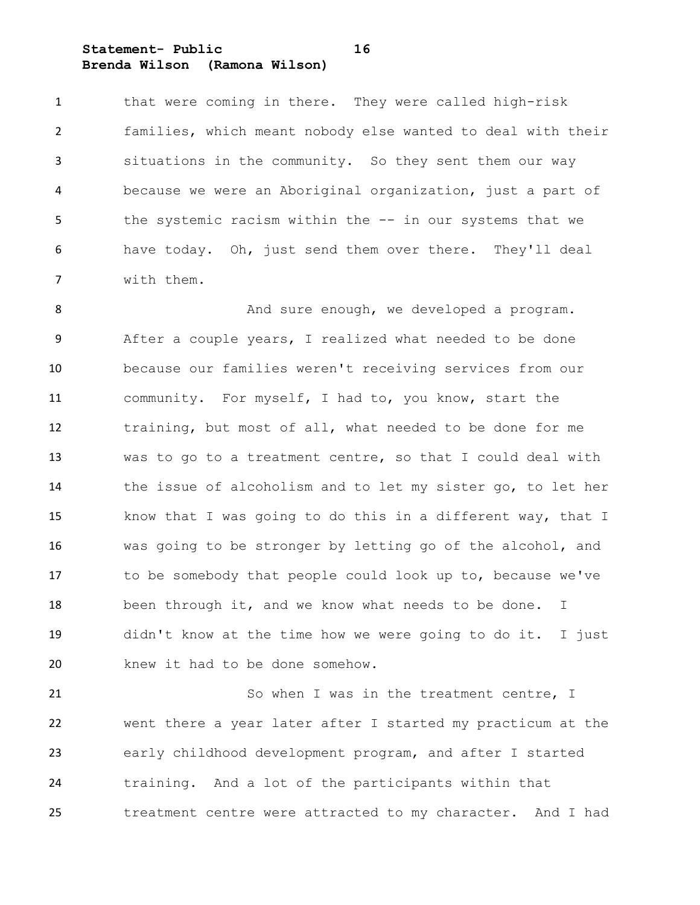that were coming in there. They were called high-risk families, which meant nobody else wanted to deal with their situations in the community. So they sent them our way because we were an Aboriginal organization, just a part of the systemic racism within the -- in our systems that we have today. Oh, just send them over there. They'll deal with them.

And sure enough, we developed a program. After a couple years, I realized what needed to be done because our families weren't receiving services from our community. For myself, I had to, you know, start the training, but most of all, what needed to be done for me was to go to a treatment centre, so that I could deal with the issue of alcoholism and to let my sister go, to let her know that I was going to do this in a different way, that I was going to be stronger by letting go of the alcohol, and to be somebody that people could look up to, because we've been through it, and we know what needs to be done. I didn't know at the time how we were going to do it. I just knew it had to be done somehow.

So when I was in the treatment centre, I went there a year later after I started my practicum at the early childhood development program, and after I started training. And a lot of the participants within that treatment centre were attracted to my character. And I had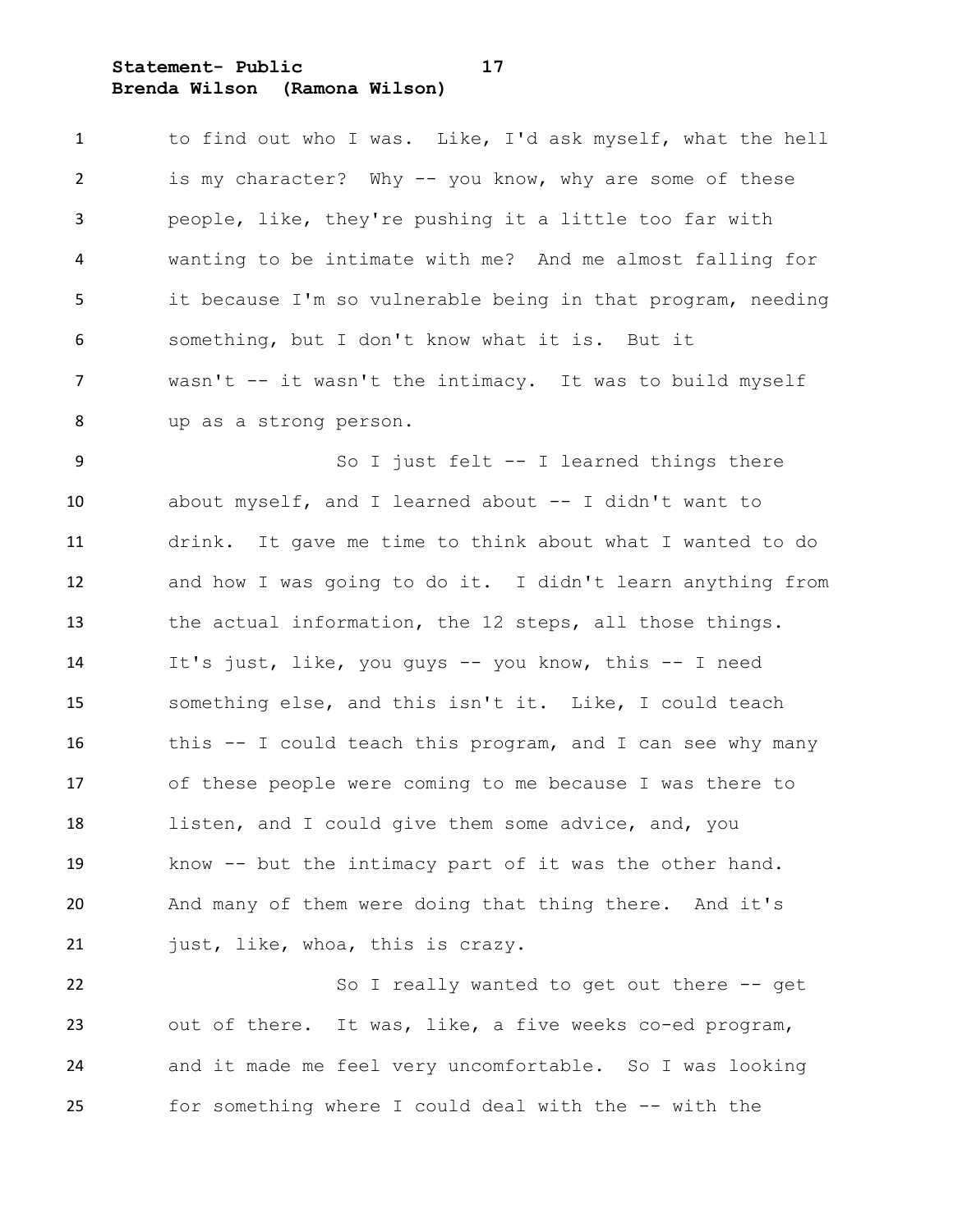to find out who I was. Like, I'd ask myself, what the hell is my character? Why -- you know, why are some of these people, like, they're pushing it a little too far with wanting to be intimate with me? And me almost falling for it because I'm so vulnerable being in that program, needing something, but I don't know what it is. But it wasn't -- it wasn't the intimacy. It was to build myself up as a strong person.

So I just felt -- I learned things there about myself, and I learned about -- I didn't want to drink. It gave me time to think about what I wanted to do and how I was going to do it. I didn't learn anything from the actual information, the 12 steps, all those things. It's just, like, you guys -- you know, this -- I need something else, and this isn't it. Like, I could teach this -- I could teach this program, and I can see why many of these people were coming to me because I was there to listen, and I could give them some advice, and, you know -- but the intimacy part of it was the other hand. And many of them were doing that thing there. And it's just, like, whoa, this is crazy.

So I really wanted to get out there -- get out of there. It was, like, a five weeks co-ed program, and it made me feel very uncomfortable. So I was looking for something where I could deal with the -- with the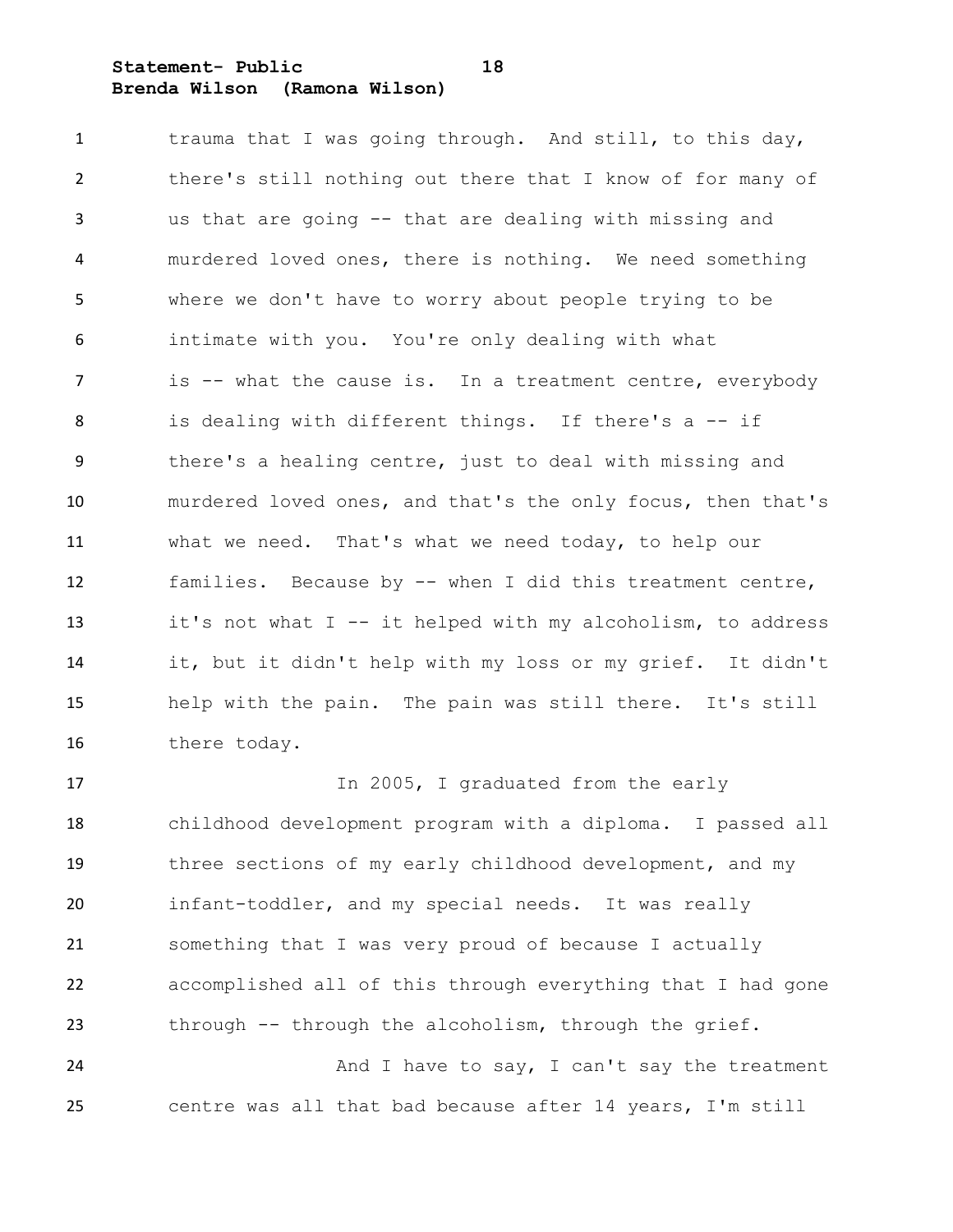trauma that I was going through. And still, to this day, there's still nothing out there that I know of for many of us that are going -- that are dealing with missing and murdered loved ones, there is nothing. We need something where we don't have to worry about people trying to be intimate with you. You're only dealing with what is -- what the cause is. In a treatment centre, everybody is dealing with different things. If there's a -- if there's a healing centre, just to deal with missing and murdered loved ones, and that's the only focus, then that's what we need. That's what we need today, to help our families. Because by -- when I did this treatment centre, it's not what I -- it helped with my alcoholism, to address it, but it didn't help with my loss or my grief. It didn't help with the pain. The pain was still there. It's still there today.

In 2005, I graduated from the early childhood development program with a diploma. I passed all three sections of my early childhood development, and my infant-toddler, and my special needs. It was really something that I was very proud of because I actually accomplished all of this through everything that I had gone through -- through the alcoholism, through the grief.

And I have to say, I can't say the treatment centre was all that bad because after 14 years, I'm still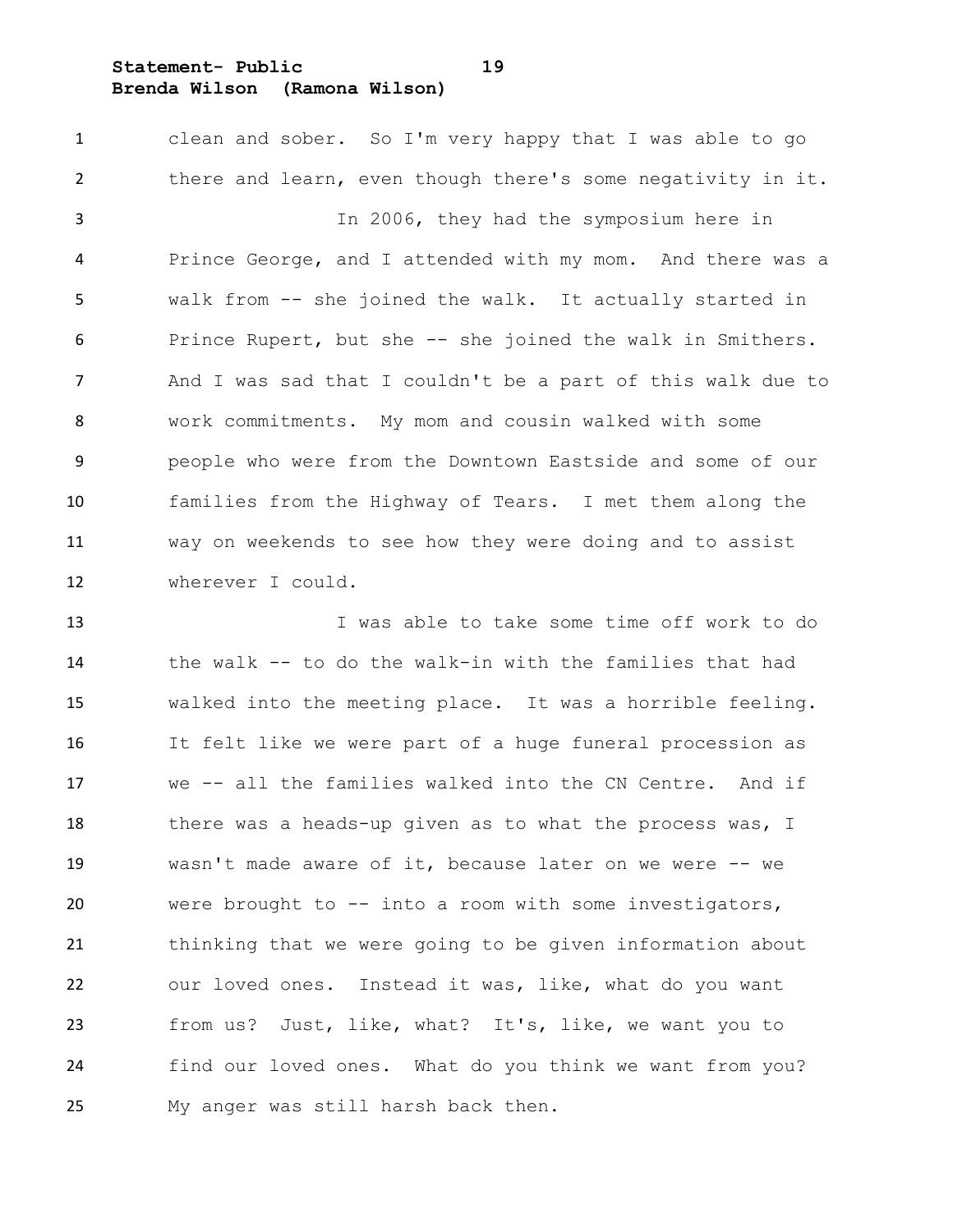clean and sober. So I'm very happy that I was able to go there and learn, even though there's some negativity in it.

In 2006, they had the symposium here in Prince George, and I attended with my mom. And there was a walk from -- she joined the walk. It actually started in Prince Rupert, but she -- she joined the walk in Smithers. And I was sad that I couldn't be a part of this walk due to work commitments. My mom and cousin walked with some people who were from the Downtown Eastside and some of our families from the Highway of Tears. I met them along the way on weekends to see how they were doing and to assist wherever I could.

I was able to take some time off work to do the walk -- to do the walk-in with the families that had walked into the meeting place. It was a horrible feeling. It felt like we were part of a huge funeral procession as we -- all the families walked into the CN Centre. And if there was a heads-up given as to what the process was, I wasn't made aware of it, because later on we were -- we were brought to -- into a room with some investigators, thinking that we were going to be given information about our loved ones. Instead it was, like, what do you want from us? Just, like, what? It's, like, we want you to find our loved ones. What do you think we want from you? My anger was still harsh back then.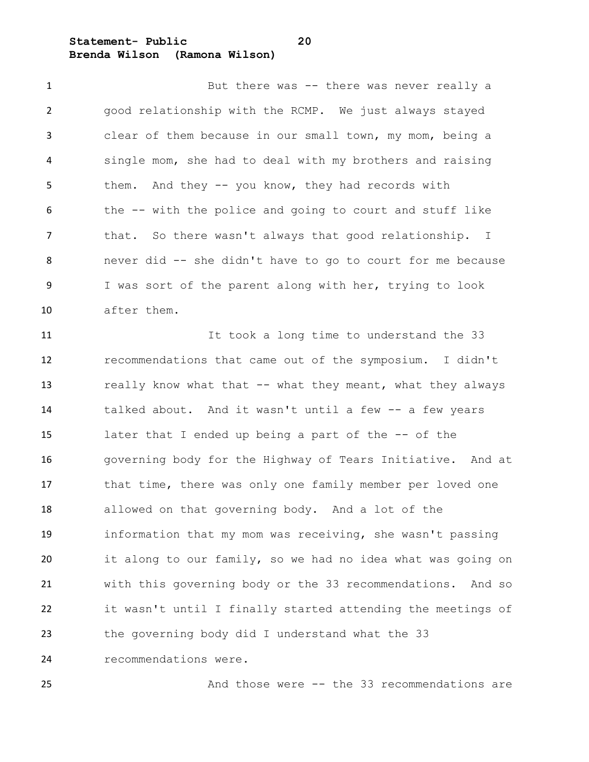But there was -- there was never really a good relationship with the RCMP. We just always stayed clear of them because in our small town, my mom, being a single mom, she had to deal with my brothers and raising them. And they -- you know, they had records with the -- with the police and going to court and stuff like that. So there wasn't always that good relationship. I never did -- she didn't have to go to court for me because I was sort of the parent along with her, trying to look after them.

It took a long time to understand the 33 recommendations that came out of the symposium. I didn't really know what that -- what they meant, what they always talked about. And it wasn't until a few -- a few years later that I ended up being a part of the -- of the governing body for the Highway of Tears Initiative. And at that time, there was only one family member per loved one allowed on that governing body. And a lot of the information that my mom was receiving, she wasn't passing it along to our family, so we had no idea what was going on with this governing body or the 33 recommendations. And so it wasn't until I finally started attending the meetings of the governing body did I understand what the 33 recommendations were.

And those were -- the 33 recommendations are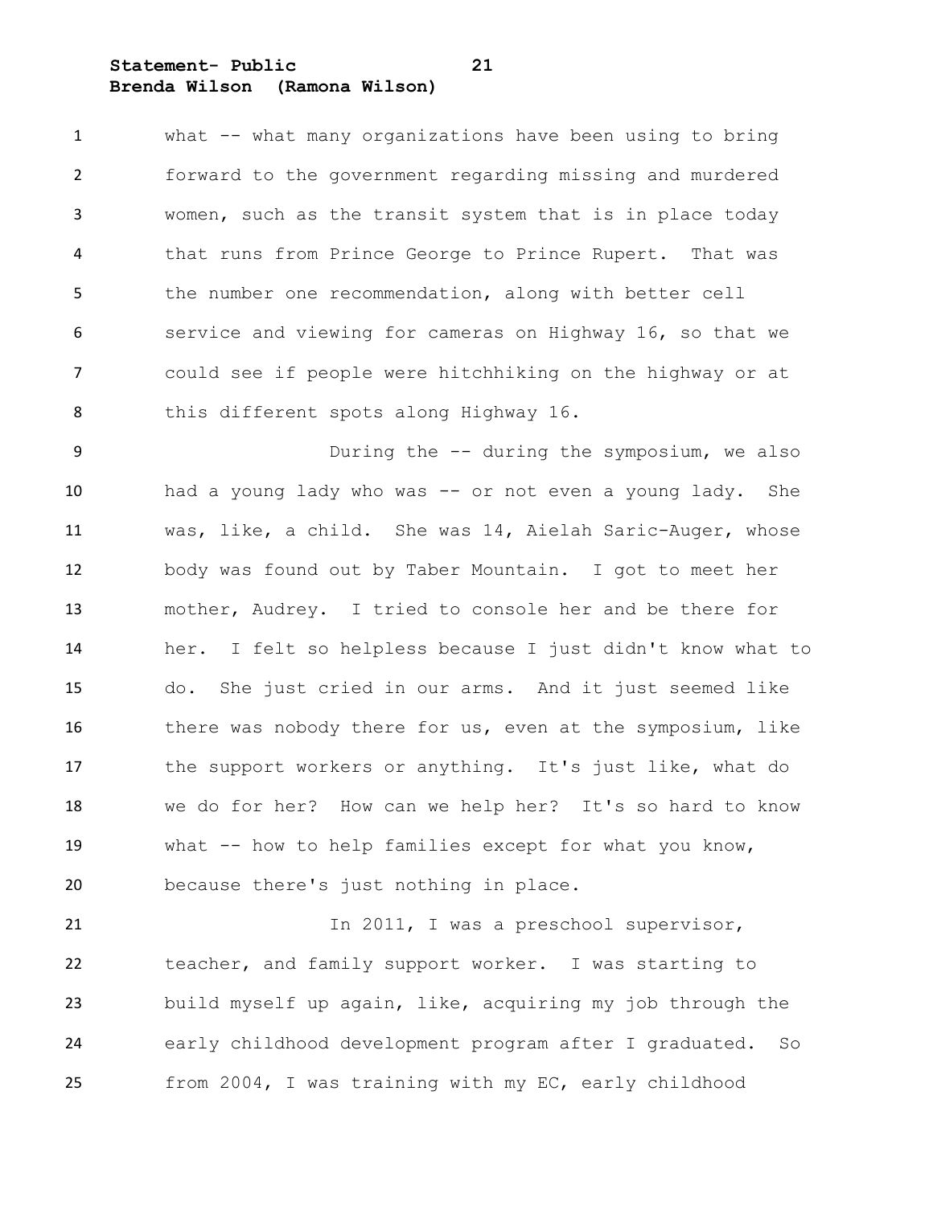what -- what many organizations have been using to bring forward to the government regarding missing and murdered women, such as the transit system that is in place today that runs from Prince George to Prince Rupert. That was the number one recommendation, along with better cell service and viewing for cameras on Highway 16, so that we could see if people were hitchhiking on the highway or at this different spots along Highway 16.

During the -- during the symposium, we also had a young lady who was -- or not even a young lady. She was, like, a child. She was 14, Aielah Saric-Auger, whose body was found out by Taber Mountain. I got to meet her mother, Audrey. I tried to console her and be there for her. I felt so helpless because I just didn't know what to do. She just cried in our arms. And it just seemed like there was nobody there for us, even at the symposium, like the support workers or anything. It's just like, what do we do for her? How can we help her? It's so hard to know what -- how to help families except for what you know, because there's just nothing in place.

In 2011, I was a preschool supervisor, teacher, and family support worker. I was starting to build myself up again, like, acquiring my job through the early childhood development program after I graduated. So from 2004, I was training with my EC, early childhood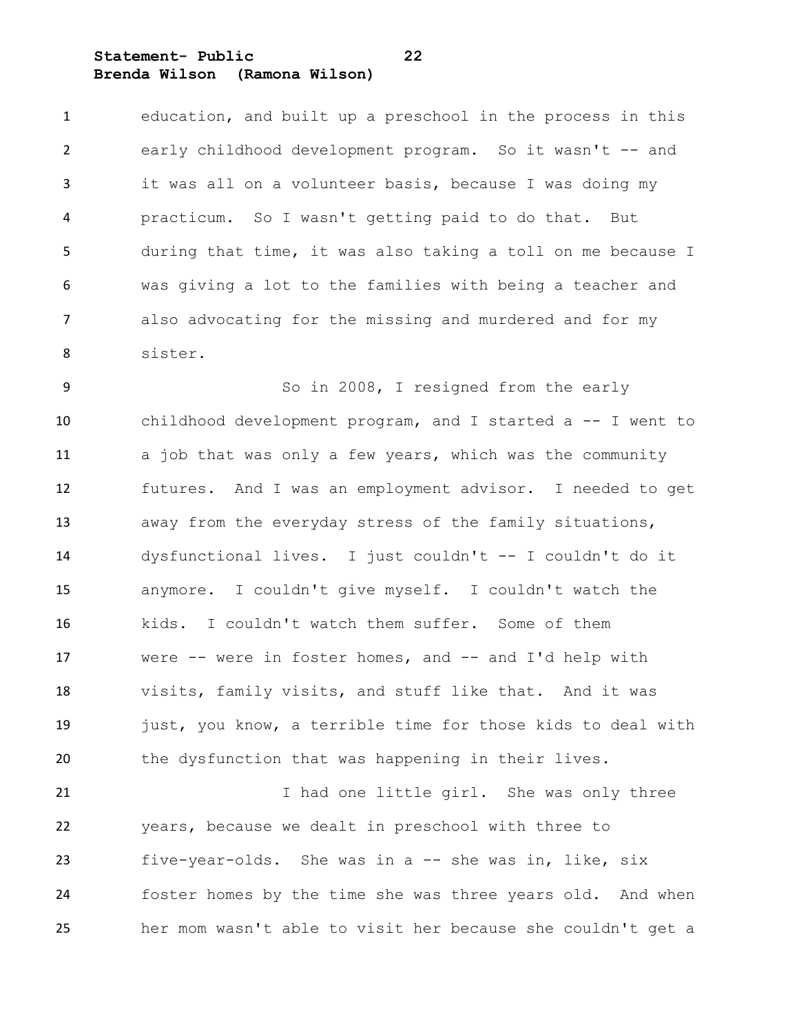education, and built up a preschool in the process in this early childhood development program. So it wasn't -- and it was all on a volunteer basis, because I was doing my practicum. So I wasn't getting paid to do that. But during that time, it was also taking a toll on me because I was giving a lot to the families with being a teacher and also advocating for the missing and murdered and for my sister.

So in 2008, I resigned from the early childhood development program, and I started a -- I went to a job that was only a few years, which was the community futures. And I was an employment advisor. I needed to get away from the everyday stress of the family situations, dysfunctional lives. I just couldn't -- I couldn't do it anymore. I couldn't give myself. I couldn't watch the kids. I couldn't watch them suffer. Some of them were -- were in foster homes, and -- and I'd help with visits, family visits, and stuff like that. And it was just, you know, a terrible time for those kids to deal with the dysfunction that was happening in their lives.

I had one little girl. She was only three years, because we dealt in preschool with three to five-year-olds. She was in a -- she was in, like, six foster homes by the time she was three years old. And when her mom wasn't able to visit her because she couldn't get a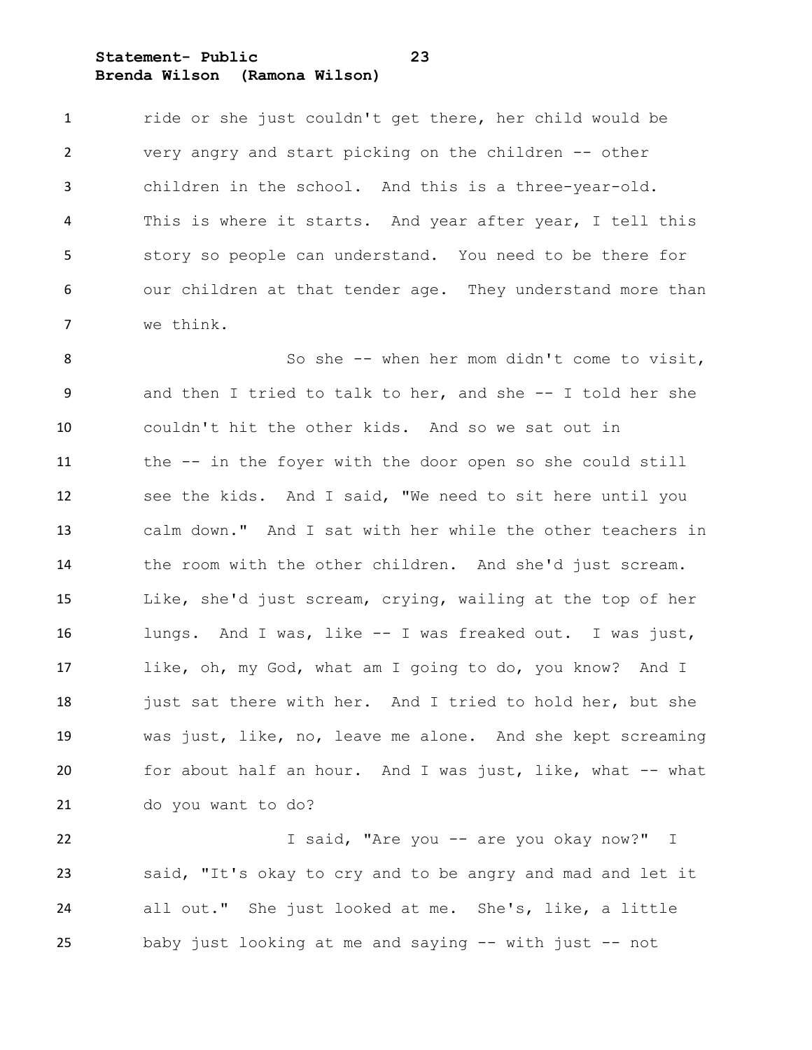ride or she just couldn't get there, her child would be very angry and start picking on the children -- other children in the school. And this is a three-year-old. This is where it starts. And year after year, I tell this story so people can understand. You need to be there for our children at that tender age. They understand more than we think.

So she -- when her mom didn't come to visit, and then I tried to talk to her, and she -- I told her she couldn't hit the other kids. And so we sat out in the -- in the foyer with the door open so she could still see the kids. And I said, "We need to sit here until you calm down." And I sat with her while the other teachers in the room with the other children. And she'd just scream. Like, she'd just scream, crying, wailing at the top of her lungs. And I was, like -- I was freaked out. I was just, like, oh, my God, what am I going to do, you know? And I just sat there with her. And I tried to hold her, but she was just, like, no, leave me alone. And she kept screaming for about half an hour. And I was just, like, what -- what do you want to do?

I said, "Are you -- are you okay now?" I said, "It's okay to cry and to be angry and mad and let it all out." She just looked at me. She's, like, a little baby just looking at me and saying -- with just -- not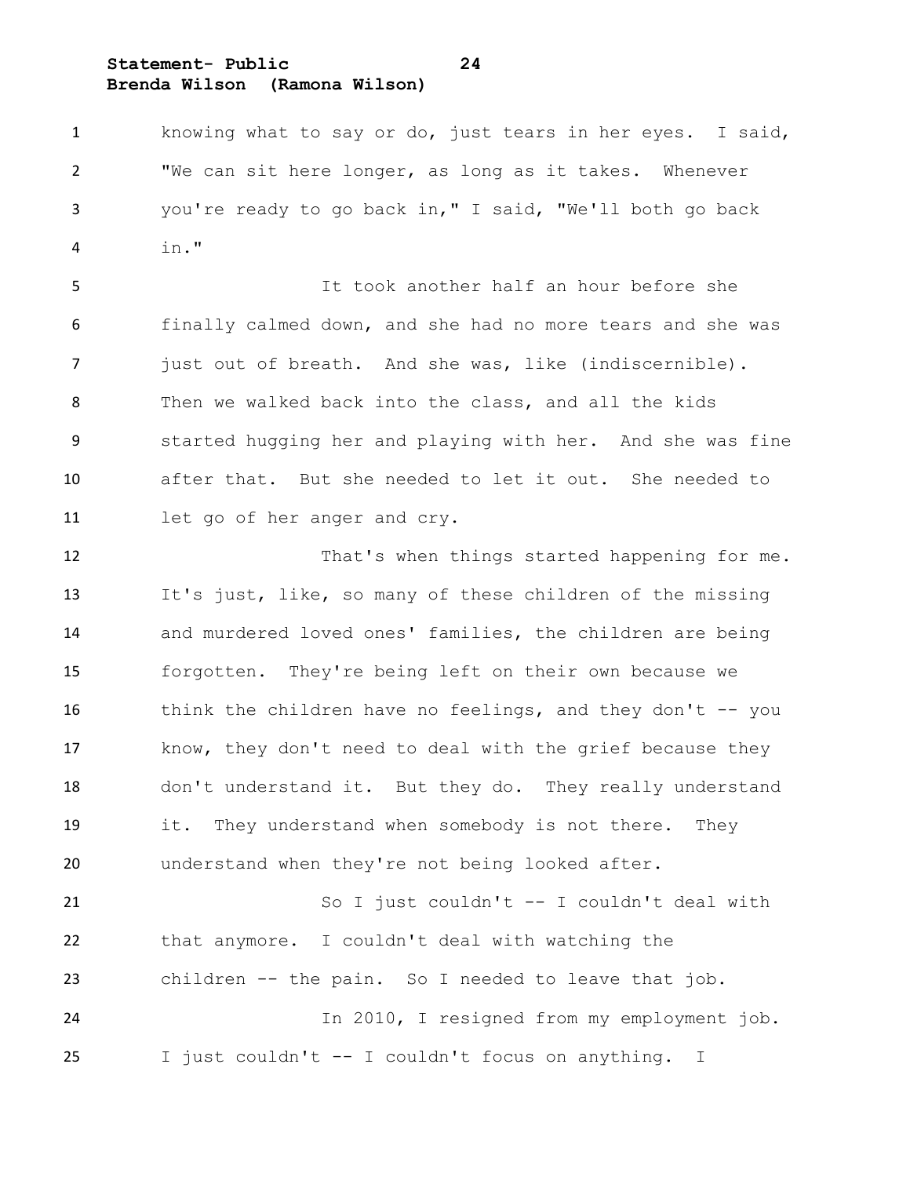knowing what to say or do, just tears in her eyes. I said, "We can sit here longer, as long as it takes. Whenever you're ready to go back in," I said, "We'll both go back in."

It took another half an hour before she finally calmed down, and she had no more tears and she was just out of breath. And she was, like (indiscernible). Then we walked back into the class, and all the kids started hugging her and playing with her. And she was fine after that. But she needed to let it out. She needed to let go of her anger and cry.

That's when things started happening for me. It's just, like, so many of these children of the missing and murdered loved ones' families, the children are being forgotten. They're being left on their own because we think the children have no feelings, and they don't -- you know, they don't need to deal with the grief because they don't understand it. But they do. They really understand it. They understand when somebody is not there. They understand when they're not being looked after.

So I just couldn't -- I couldn't deal with that anymore. I couldn't deal with watching the children -- the pain. So I needed to leave that job.

In 2010, I resigned from my employment job. I just couldn't -- I couldn't focus on anything. I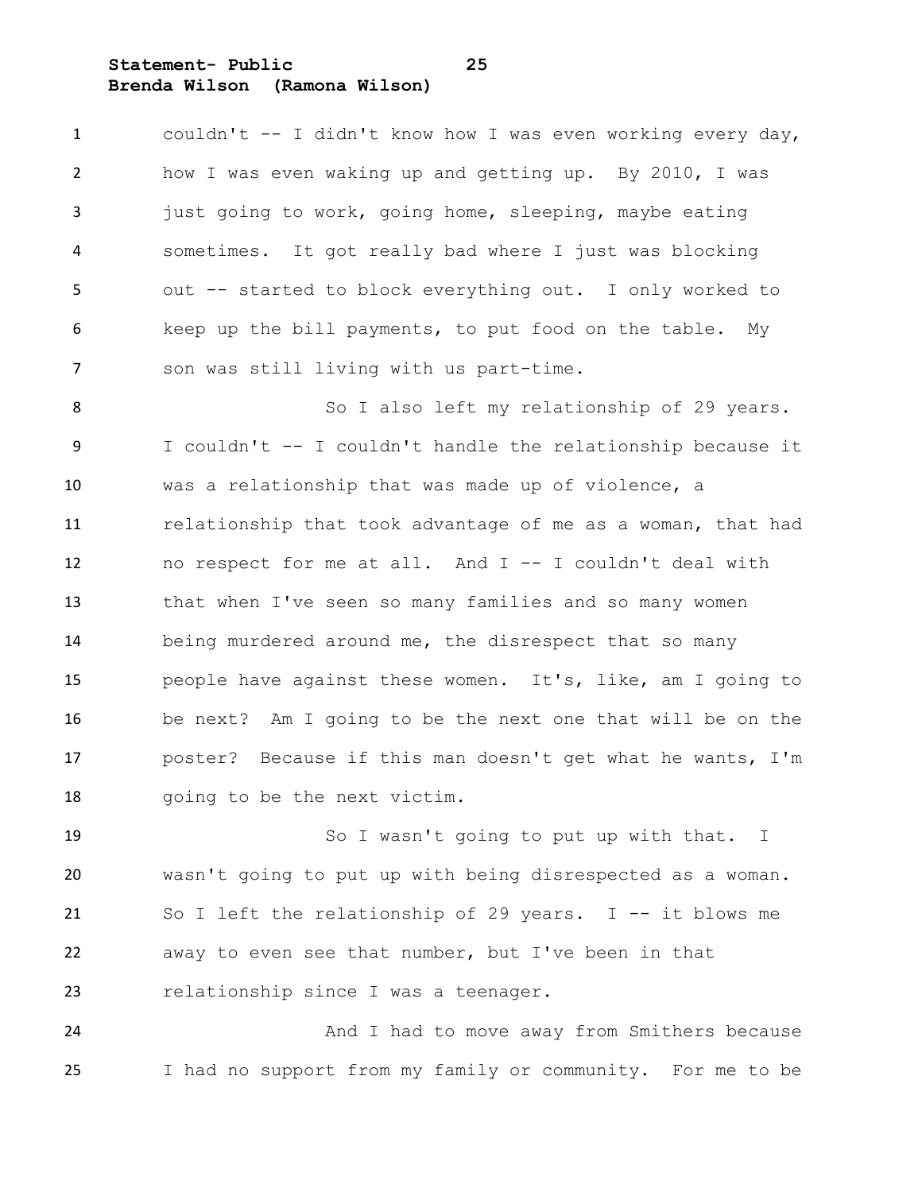couldn't -- I didn't know how I was even working every day, how I was even waking up and getting up. By 2010, I was just going to work, going home, sleeping, maybe eating sometimes. It got really bad where I just was blocking out -- started to block everything out. I only worked to keep up the bill payments, to put food on the table. My son was still living with us part-time.

So I also left my relationship of 29 years. I couldn't -- I couldn't handle the relationship because it was a relationship that was made up of violence, a relationship that took advantage of me as a woman, that had no respect for me at all. And I -- I couldn't deal with that when I've seen so many families and so many women being murdered around me, the disrespect that so many people have against these women. It's, like, am I going to be next? Am I going to be the next one that will be on the poster? Because if this man doesn't get what he wants, I'm going to be the next victim.

So I wasn't going to put up with that. I wasn't going to put up with being disrespected as a woman. So I left the relationship of 29 years. I -- it blows me away to even see that number, but I've been in that relationship since I was a teenager.

And I had to move away from Smithers because I had no support from my family or community. For me to be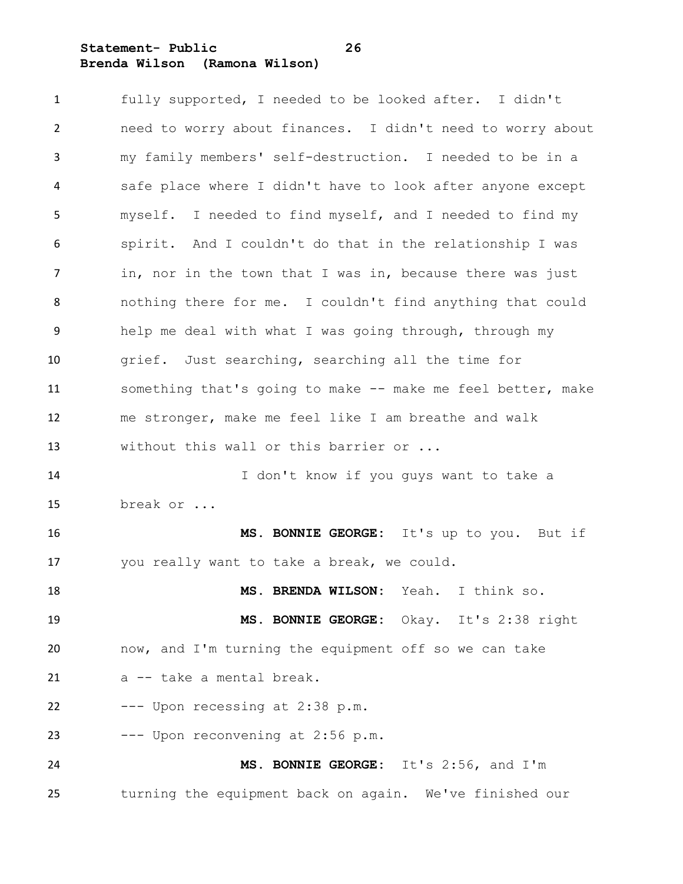fully supported, I needed to be looked after. I didn't need to worry about finances. I didn't need to worry about my family members' self-destruction. I needed to be in a safe place where I didn't have to look after anyone except myself. I needed to find myself, and I needed to find my spirit. And I couldn't do that in the relationship I was in, nor in the town that I was in, because there was just nothing there for me. I couldn't find anything that could help me deal with what I was going through, through my grief. Just searching, searching all the time for something that's going to make -- make me feel better, make me stronger, make me feel like I am breathe and walk without this wall or this barrier or ...

I don't know if you guys want to take a break or ...

**MS. BONNIE GEORGE:** It's up to you. But if you really want to take a break, we could.

**MS. BRENDA WILSON:** Yeah. I think so.

**MS. BONNIE GEORGE:** Okay. It's 2:38 right now, and I'm turning the equipment off so we can take a -- take a mental break.

--- Upon recessing at 2:38 p.m.

--- Upon reconvening at 2:56 p.m.

**MS. BONNIE GEORGE:** It's 2:56, and I'm turning the equipment back on again. We've finished our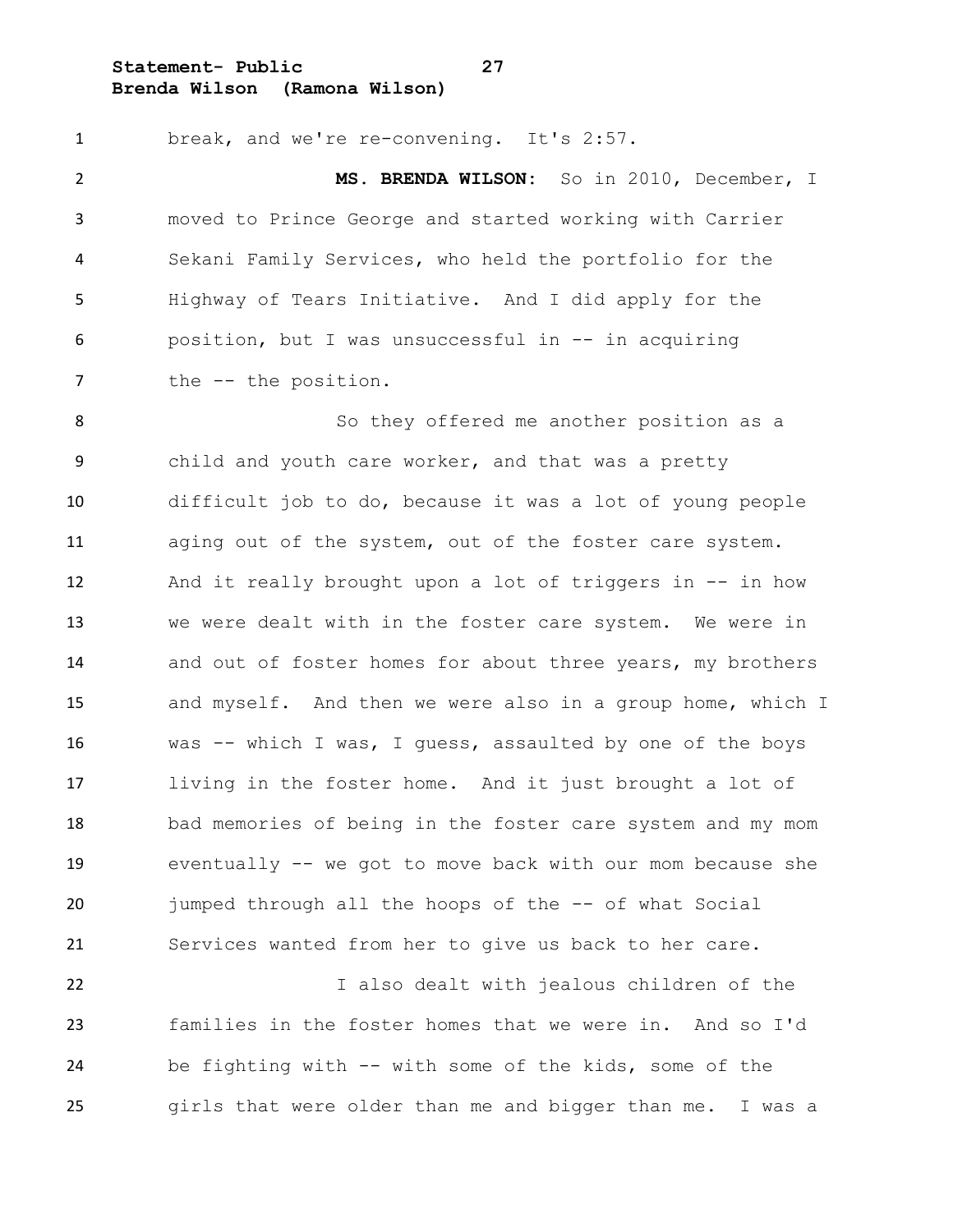break, and we're re-convening. It's 2:57.

**MS. BRENDA WILSON:** So in 2010, December, I moved to Prince George and started working with Carrier Sekani Family Services, who held the portfolio for the Highway of Tears Initiative. And I did apply for the position, but I was unsuccessful in -- in acquiring the -- the position.

So they offered me another position as a child and youth care worker, and that was a pretty difficult job to do, because it was a lot of young people aging out of the system, out of the foster care system. And it really brought upon a lot of triggers in -- in how we were dealt with in the foster care system. We were in and out of foster homes for about three years, my brothers and myself. And then we were also in a group home, which I was -- which I was, I guess, assaulted by one of the boys living in the foster home. And it just brought a lot of bad memories of being in the foster care system and my mom eventually -- we got to move back with our mom because she jumped through all the hoops of the -- of what Social Services wanted from her to give us back to her care.

I also dealt with jealous children of the families in the foster homes that we were in. And so I'd be fighting with -- with some of the kids, some of the girls that were older than me and bigger than me. I was a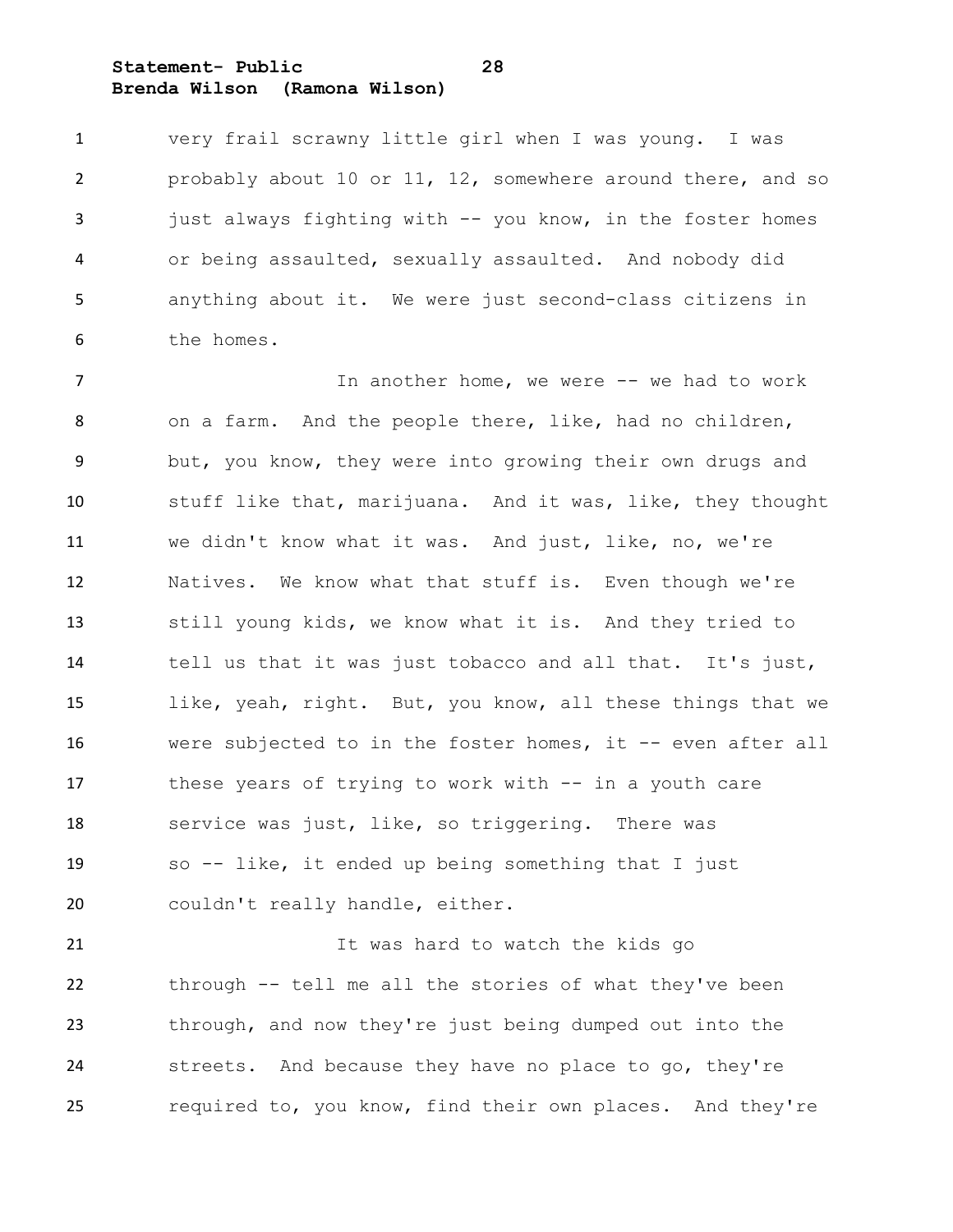very frail scrawny little girl when I was young. I was probably about 10 or 11, 12, somewhere around there, and so just always fighting with -- you know, in the foster homes or being assaulted, sexually assaulted. And nobody did anything about it. We were just second-class citizens in the homes.

In another home, we were -- we had to work on a farm. And the people there, like, had no children, but, you know, they were into growing their own drugs and stuff like that, marijuana. And it was, like, they thought we didn't know what it was. And just, like, no, we're Natives. We know what that stuff is. Even though we're still young kids, we know what it is. And they tried to tell us that it was just tobacco and all that. It's just, like, yeah, right. But, you know, all these things that we were subjected to in the foster homes, it -- even after all these years of trying to work with -- in a youth care service was just, like, so triggering. There was so -- like, it ended up being something that I just couldn't really handle, either.

It was hard to watch the kids go through -- tell me all the stories of what they've been through, and now they're just being dumped out into the streets. And because they have no place to go, they're required to, you know, find their own places. And they're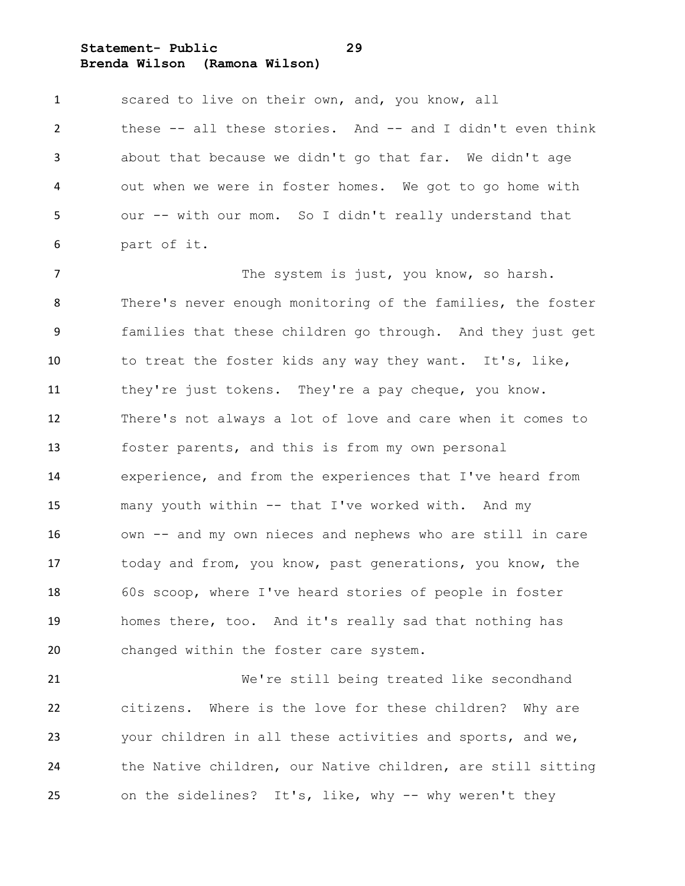scared to live on their own, and, you know, all these -- all these stories. And -- and I didn't even think about that because we didn't go that far. We didn't age out when we were in foster homes. We got to go home with our -- with our mom. So I didn't really understand that part of it.

The system is just, you know, so harsh. There's never enough monitoring of the families, the foster families that these children go through. And they just get to treat the foster kids any way they want. It's, like, they're just tokens. They're a pay cheque, you know. There's not always a lot of love and care when it comes to foster parents, and this is from my own personal experience, and from the experiences that I've heard from many youth within -- that I've worked with. And my own -- and my own nieces and nephews who are still in care today and from, you know, past generations, you know, the 60s scoop, where I've heard stories of people in foster homes there, too. And it's really sad that nothing has changed within the foster care system.

We're still being treated like secondhand citizens. Where is the love for these children? Why are your children in all these activities and sports, and we, the Native children, our Native children, are still sitting on the sidelines? It's, like, why -- why weren't they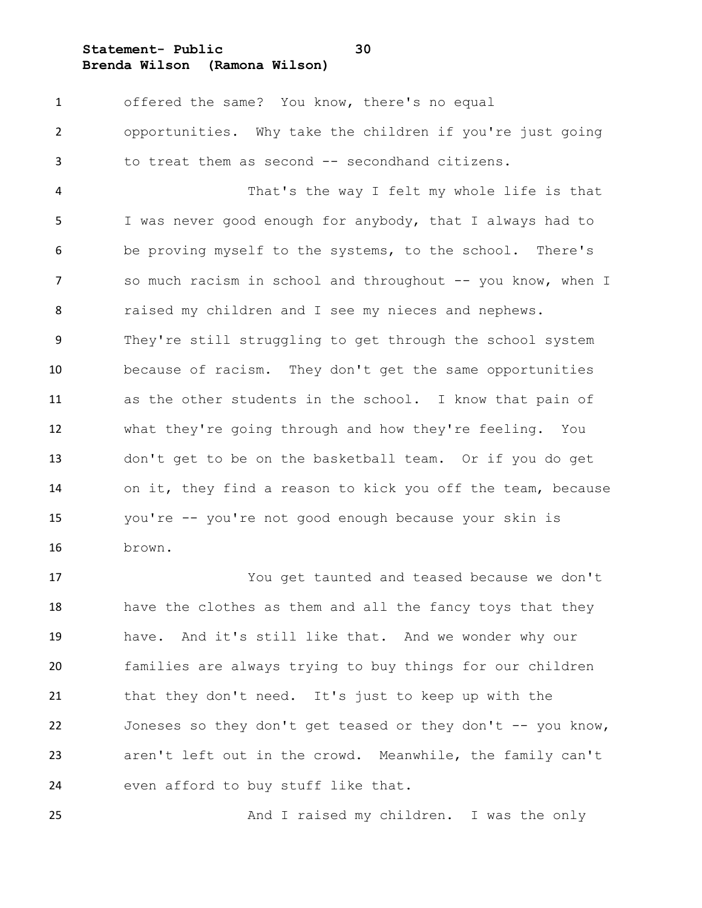offered the same? You know, there's no equal opportunities. Why take the children if you're just going to treat them as second -- secondhand citizens.

That's the way I felt my whole life is that I was never good enough for anybody, that I always had to be proving myself to the systems, to the school. There's so much racism in school and throughout -- you know, when I raised my children and I see my nieces and nephews. They're still struggling to get through the school system because of racism. They don't get the same opportunities as the other students in the school. I know that pain of what they're going through and how they're feeling. You don't get to be on the basketball team. Or if you do get on it, they find a reason to kick you off the team, because you're -- you're not good enough because your skin is brown.

You get taunted and teased because we don't have the clothes as them and all the fancy toys that they have. And it's still like that. And we wonder why our families are always trying to buy things for our children that they don't need. It's just to keep up with the Joneses so they don't get teased or they don't -- you know, aren't left out in the crowd. Meanwhile, the family can't even afford to buy stuff like that.

And I raised my children. I was the only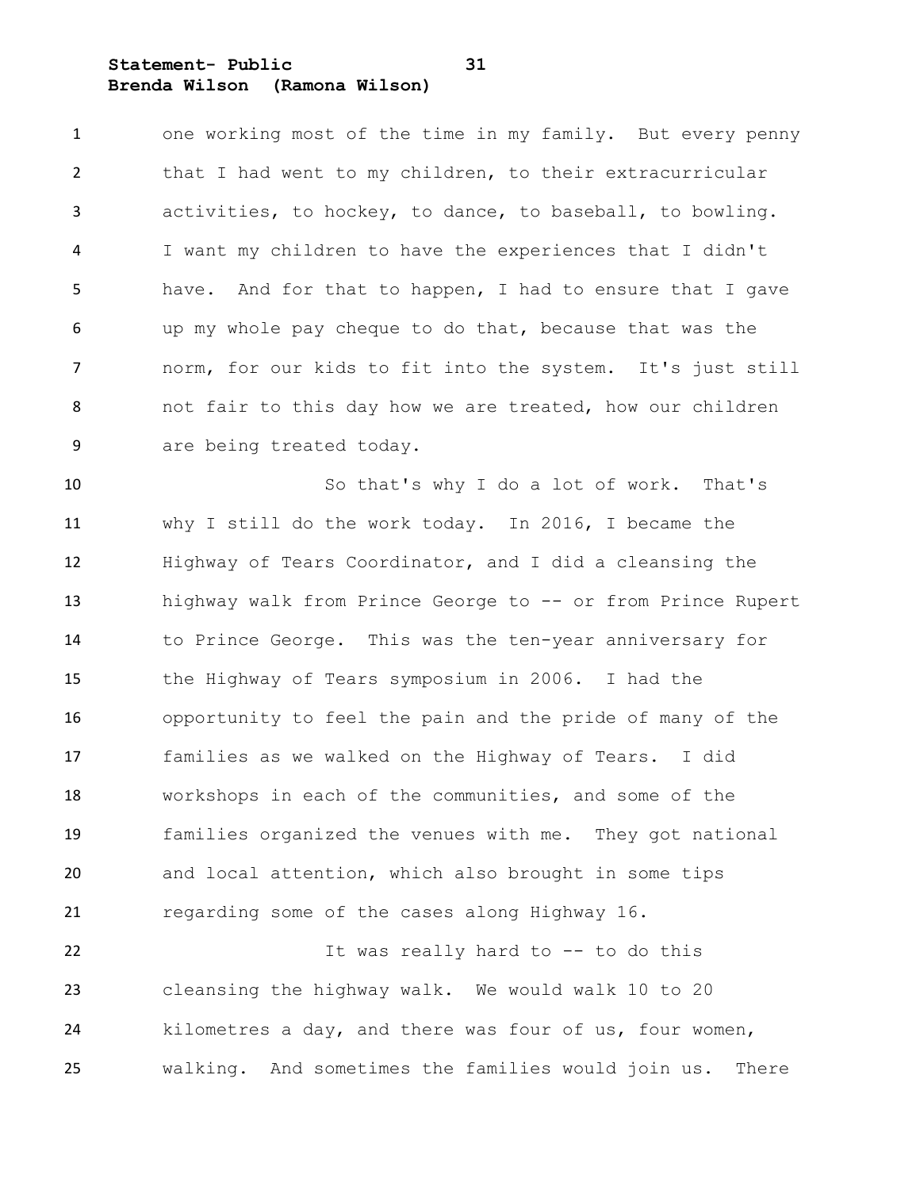one working most of the time in my family. But every penny that I had went to my children, to their extracurricular activities, to hockey, to dance, to baseball, to bowling. I want my children to have the experiences that I didn't have. And for that to happen, I had to ensure that I gave up my whole pay cheque to do that, because that was the norm, for our kids to fit into the system. It's just still not fair to this day how we are treated, how our children are being treated today.

So that's why I do a lot of work. That's why I still do the work today. In 2016, I became the Highway of Tears Coordinator, and I did a cleansing the highway walk from Prince George to -- or from Prince Rupert to Prince George. This was the ten-year anniversary for the Highway of Tears symposium in 2006. I had the opportunity to feel the pain and the pride of many of the families as we walked on the Highway of Tears. I did workshops in each of the communities, and some of the families organized the venues with me. They got national and local attention, which also brought in some tips regarding some of the cases along Highway 16.

It was really hard to -- to do this cleansing the highway walk. We would walk 10 to 20 kilometres a day, and there was four of us, four women, walking. And sometimes the families would join us. There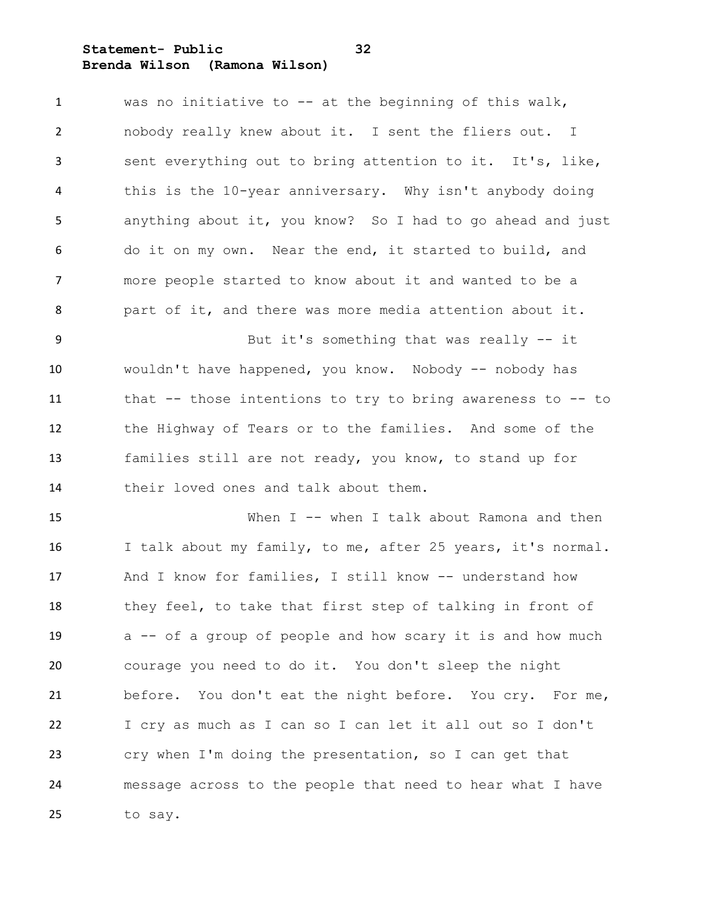was no initiative to -- at the beginning of this walk, nobody really knew about it. I sent the fliers out. I sent everything out to bring attention to it. It's, like, this is the 10-year anniversary. Why isn't anybody doing anything about it, you know? So I had to go ahead and just do it on my own. Near the end, it started to build, and more people started to know about it and wanted to be a part of it, and there was more media attention about it.

But it's something that was really -- it wouldn't have happened, you know. Nobody -- nobody has that -- those intentions to try to bring awareness to -- to the Highway of Tears or to the families. And some of the families still are not ready, you know, to stand up for their loved ones and talk about them.

When I -- when I talk about Ramona and then I talk about my family, to me, after 25 years, it's normal. And I know for families, I still know -- understand how they feel, to take that first step of talking in front of a -- of a group of people and how scary it is and how much courage you need to do it. You don't sleep the night before. You don't eat the night before. You cry. For me, I cry as much as I can so I can let it all out so I don't cry when I'm doing the presentation, so I can get that message across to the people that need to hear what I have to say.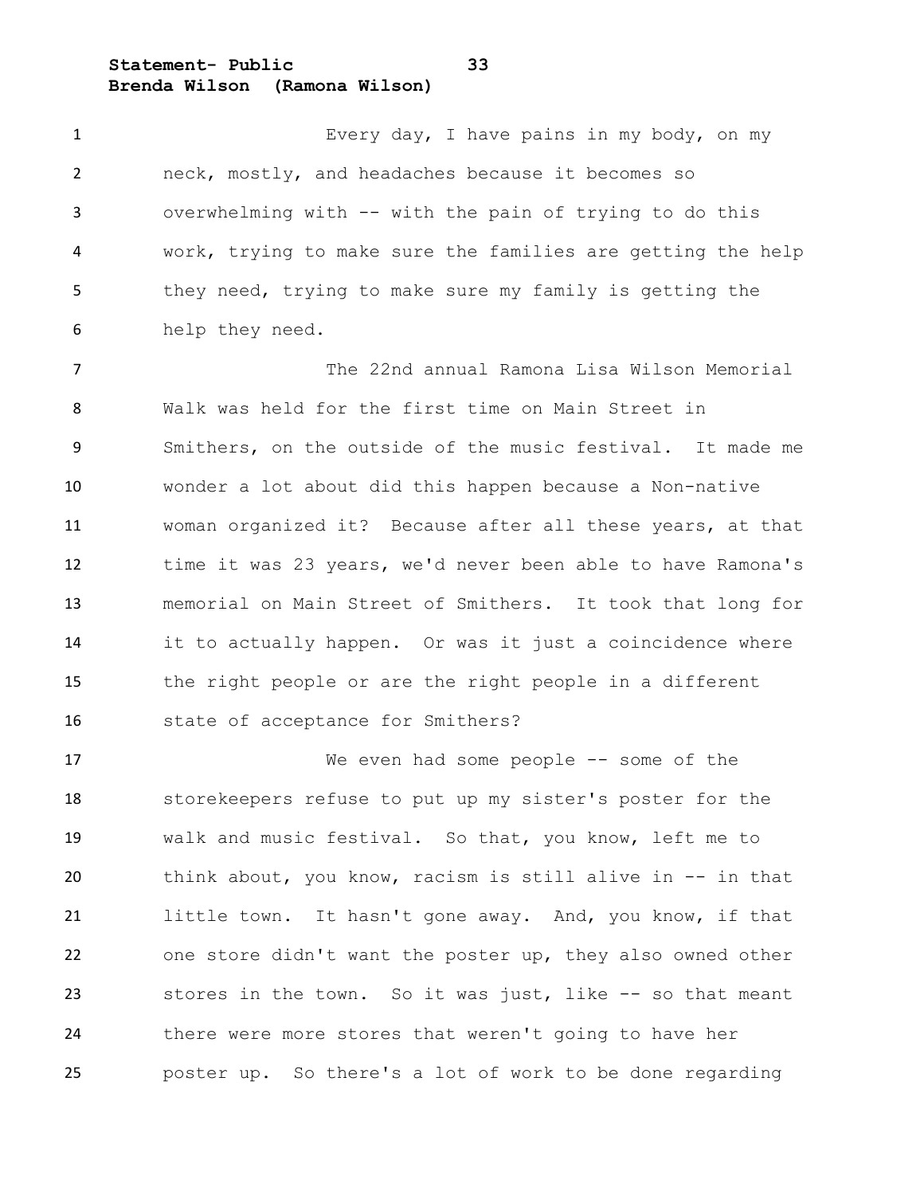Every day, I have pains in my body, on my neck, mostly, and headaches because it becomes so overwhelming with -- with the pain of trying to do this work, trying to make sure the families are getting the help they need, trying to make sure my family is getting the help they need.

The 22nd annual Ramona Lisa Wilson Memorial Walk was held for the first time on Main Street in Smithers, on the outside of the music festival. It made me wonder a lot about did this happen because a Non-native woman organized it? Because after all these years, at that time it was 23 years, we'd never been able to have Ramona's memorial on Main Street of Smithers. It took that long for it to actually happen. Or was it just a coincidence where the right people or are the right people in a different state of acceptance for Smithers?

We even had some people -- some of the storekeepers refuse to put up my sister's poster for the walk and music festival. So that, you know, left me to think about, you know, racism is still alive in -- in that little town. It hasn't gone away. And, you know, if that one store didn't want the poster up, they also owned other stores in the town. So it was just, like -- so that meant there were more stores that weren't going to have her poster up. So there's a lot of work to be done regarding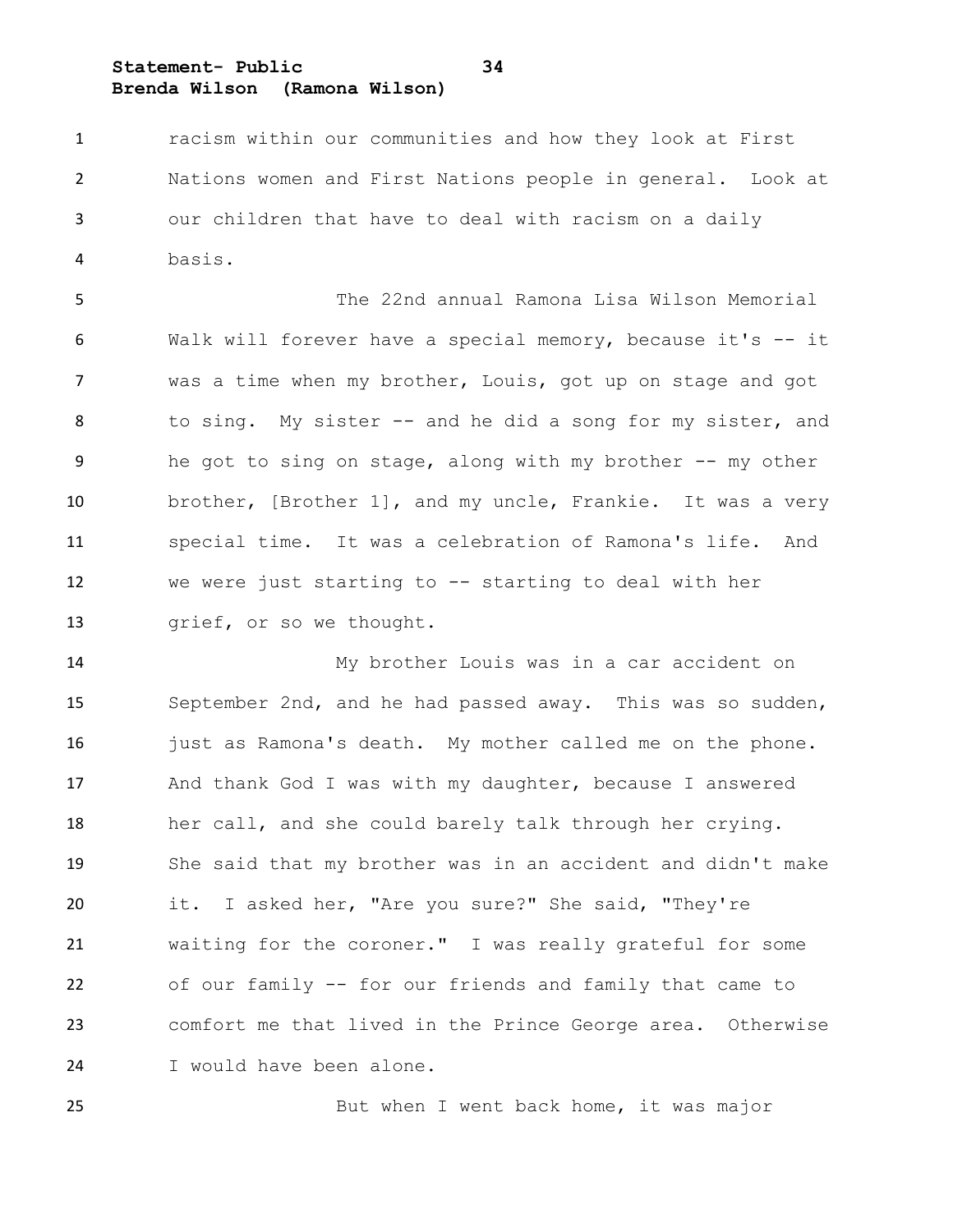racism within our communities and how they look at First Nations women and First Nations people in general. Look at our children that have to deal with racism on a daily basis.

The 22nd annual Ramona Lisa Wilson Memorial Walk will forever have a special memory, because it's -- it was a time when my brother, Louis, got up on stage and got to sing. My sister -- and he did a song for my sister, and he got to sing on stage, along with my brother -- my other brother, [Brother 1], and my uncle, Frankie. It was a very special time. It was a celebration of Ramona's life. And we were just starting to -- starting to deal with her grief, or so we thought.

My brother Louis was in a car accident on September 2nd, and he had passed away. This was so sudden, just as Ramona's death. My mother called me on the phone. And thank God I was with my daughter, because I answered her call, and she could barely talk through her crying. She said that my brother was in an accident and didn't make it. I asked her, "Are you sure?" She said, "They're waiting for the coroner." I was really grateful for some of our family -- for our friends and family that came to comfort me that lived in the Prince George area. Otherwise I would have been alone.

But when I went back home, it was major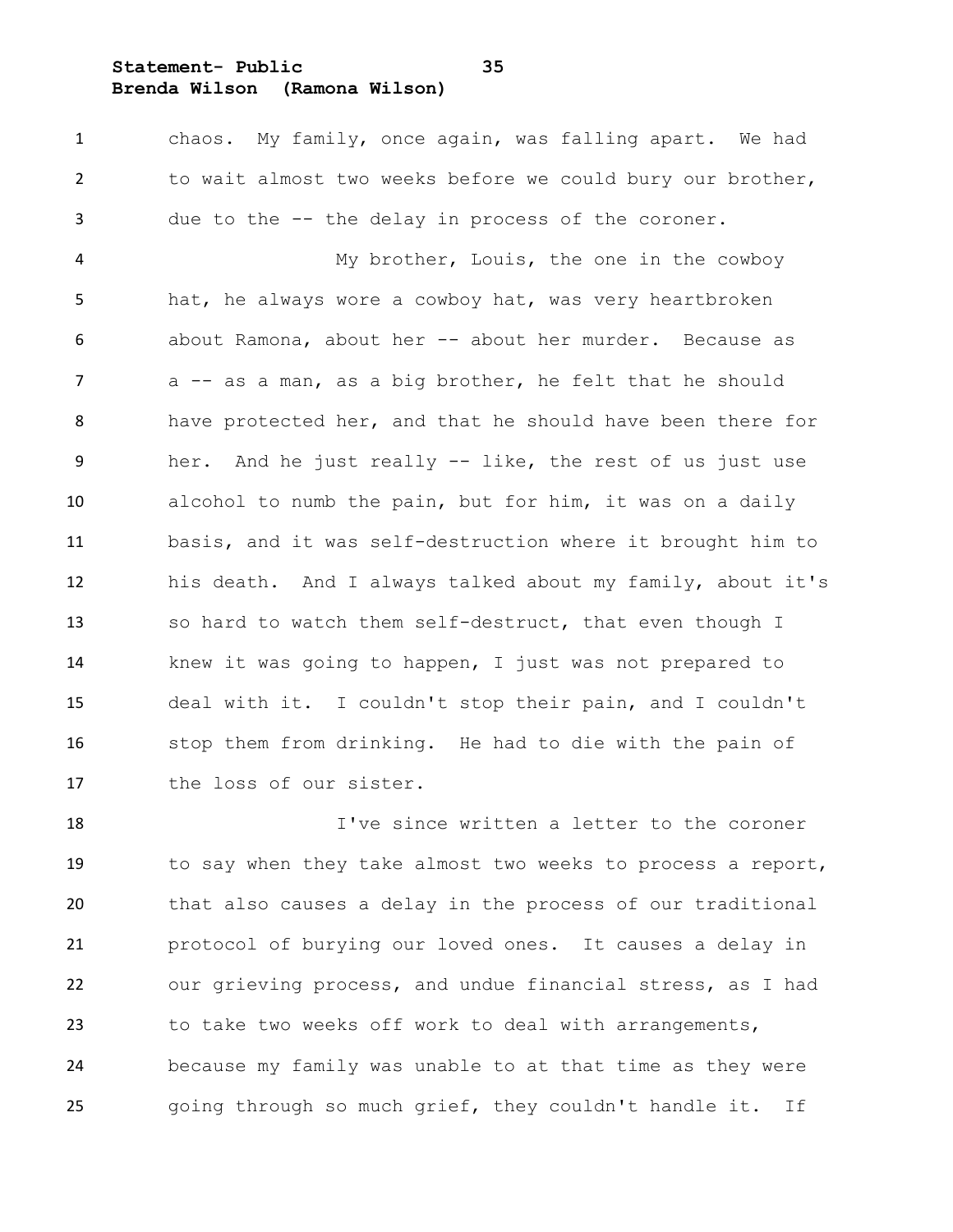chaos. My family, once again, was falling apart. We had to wait almost two weeks before we could bury our brother, due to the -- the delay in process of the coroner.

My brother, Louis, the one in the cowboy hat, he always wore a cowboy hat, was very heartbroken about Ramona, about her -- about her murder. Because as a -- as a man, as a big brother, he felt that he should have protected her, and that he should have been there for her. And he just really -- like, the rest of us just use alcohol to numb the pain, but for him, it was on a daily basis, and it was self-destruction where it brought him to his death. And I always talked about my family, about it's so hard to watch them self-destruct, that even though I knew it was going to happen, I just was not prepared to deal with it. I couldn't stop their pain, and I couldn't stop them from drinking. He had to die with the pain of the loss of our sister.

I've since written a letter to the coroner to say when they take almost two weeks to process a report, that also causes a delay in the process of our traditional protocol of burying our loved ones. It causes a delay in our grieving process, and undue financial stress, as I had to take two weeks off work to deal with arrangements, because my family was unable to at that time as they were going through so much grief, they couldn't handle it. If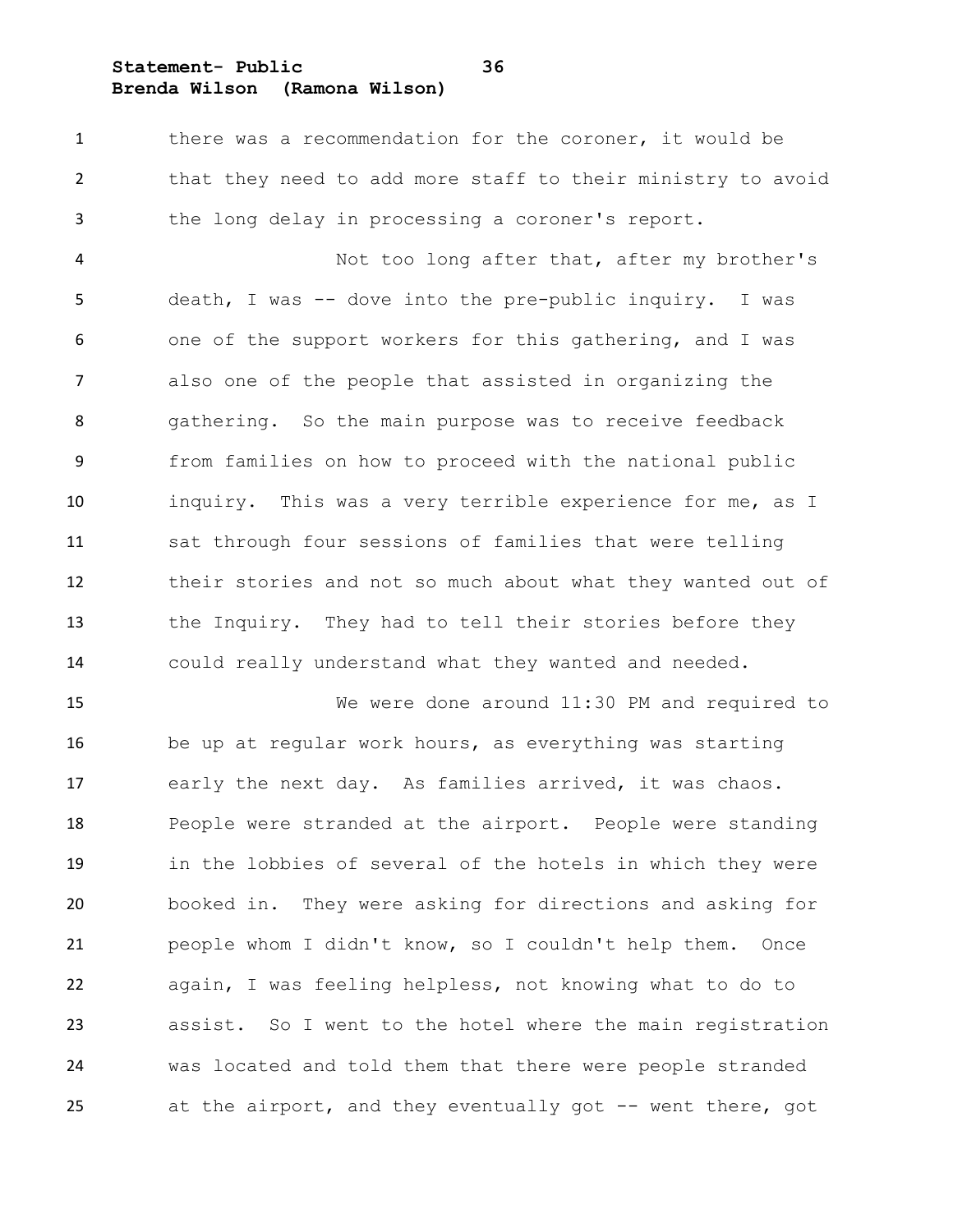there was a recommendation for the coroner, it would be that they need to add more staff to their ministry to avoid the long delay in processing a coroner's report.

Not too long after that, after my brother's death, I was -- dove into the pre-public inquiry. I was one of the support workers for this gathering, and I was also one of the people that assisted in organizing the gathering. So the main purpose was to receive feedback from families on how to proceed with the national public inquiry. This was a very terrible experience for me, as I sat through four sessions of families that were telling their stories and not so much about what they wanted out of the Inquiry. They had to tell their stories before they could really understand what they wanted and needed.

We were done around 11:30 PM and required to be up at regular work hours, as everything was starting early the next day. As families arrived, it was chaos. People were stranded at the airport. People were standing in the lobbies of several of the hotels in which they were booked in. They were asking for directions and asking for people whom I didn't know, so I couldn't help them. Once again, I was feeling helpless, not knowing what to do to assist. So I went to the hotel where the main registration was located and told them that there were people stranded at the airport, and they eventually got -- went there, got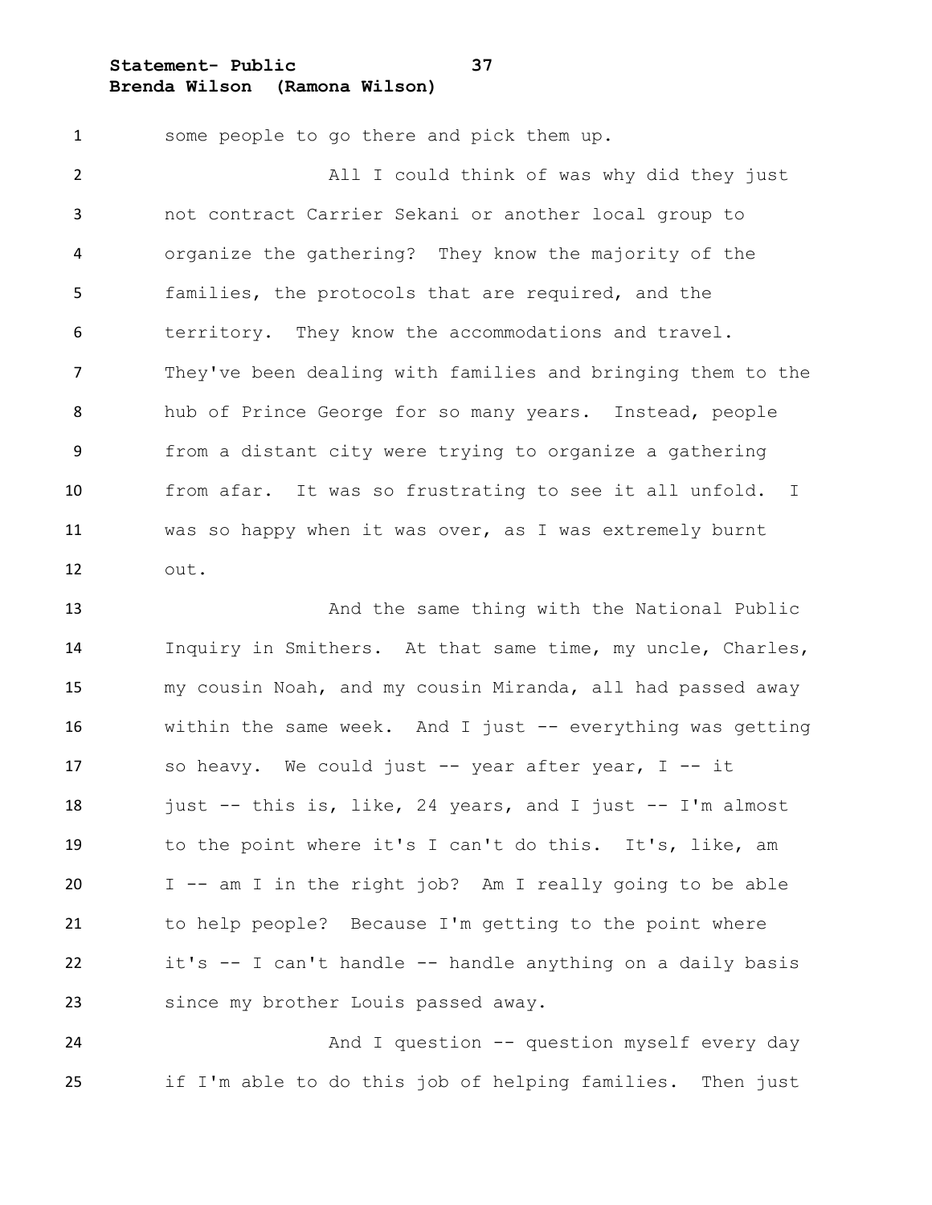some people to go there and pick them up.

All I could think of was why did they just not contract Carrier Sekani or another local group to organize the gathering? They know the majority of the families, the protocols that are required, and the territory. They know the accommodations and travel. They've been dealing with families and bringing them to the hub of Prince George for so many years. Instead, people from a distant city were trying to organize a gathering from afar. It was so frustrating to see it all unfold. I was so happy when it was over, as I was extremely burnt out.

And the same thing with the National Public Inquiry in Smithers. At that same time, my uncle, Charles, my cousin Noah, and my cousin Miranda, all had passed away within the same week. And I just -- everything was getting so heavy. We could just -- year after year, I -- it just -- this is, like, 24 years, and I just -- I'm almost to the point where it's I can't do this. It's, like, am I -- am I in the right job? Am I really going to be able to help people? Because I'm getting to the point where it's -- I can't handle -- handle anything on a daily basis since my brother Louis passed away.

And I question -- question myself every day if I'm able to do this job of helping families. Then just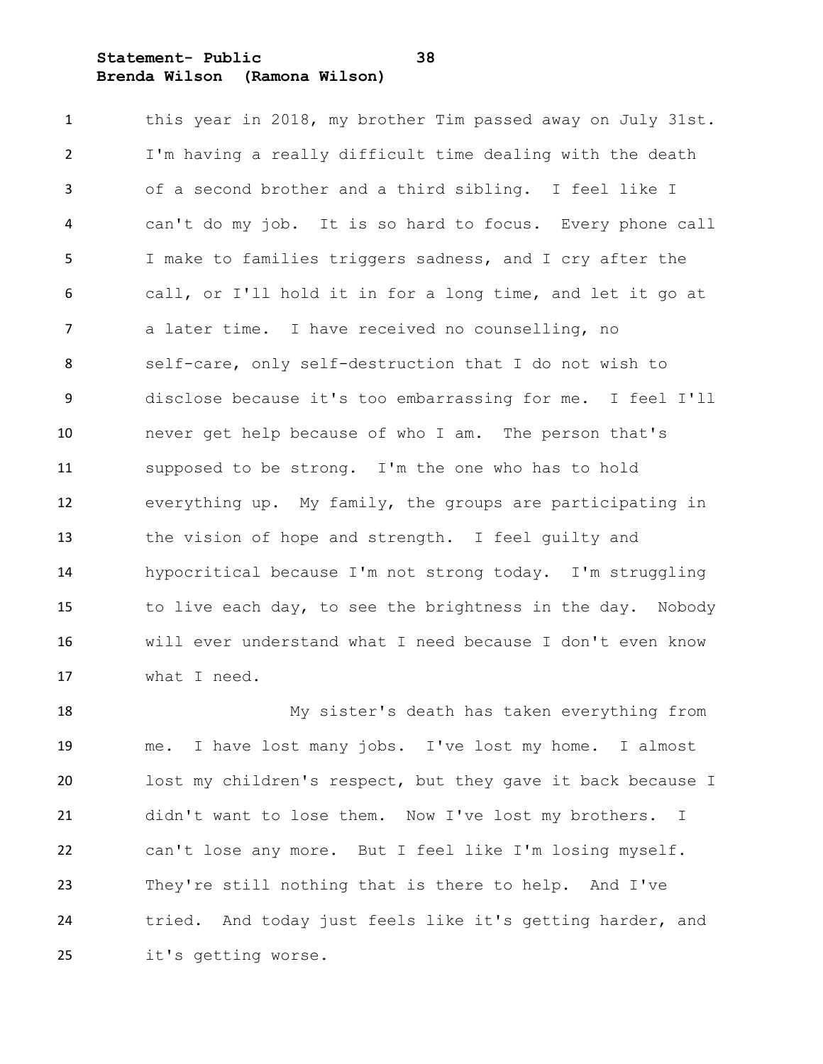this year in 2018, my brother Tim passed away on July 31st. I'm having a really difficult time dealing with the death of a second brother and a third sibling. I feel like I can't do my job. It is so hard to focus. Every phone call I make to families triggers sadness, and I cry after the call, or I'll hold it in for a long time, and let it go at a later time. I have received no counselling, no self-care, only self-destruction that I do not wish to disclose because it's too embarrassing for me. I feel I'll never get help because of who I am. The person that's supposed to be strong. I'm the one who has to hold everything up. My family, the groups are participating in the vision of hope and strength. I feel guilty and hypocritical because I'm not strong today. I'm struggling to live each day, to see the brightness in the day. Nobody will ever understand what I need because I don't even know what I need.

My sister's death has taken everything from me. I have lost many jobs. I've lost my home. I almost lost my children's respect, but they gave it back because I didn't want to lose them. Now I've lost my brothers. I can't lose any more. But I feel like I'm losing myself. They're still nothing that is there to help. And I've tried. And today just feels like it's getting harder, and it's getting worse.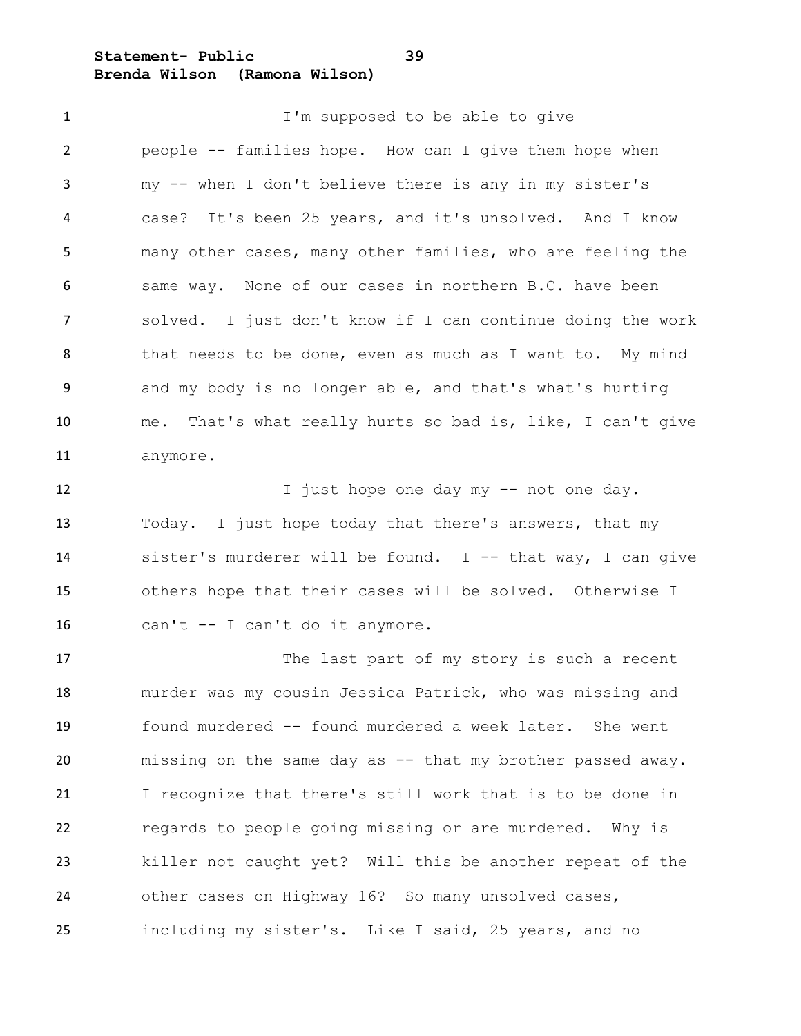I'm supposed to be able to give people -- families hope. How can I give them hope when my -- when I don't believe there is any in my sister's case? It's been 25 years, and it's unsolved. And I know many other cases, many other families, who are feeling the same way. None of our cases in northern B.C. have been solved. I just don't know if I can continue doing the work that needs to be done, even as much as I want to. My mind and my body is no longer able, and that's what's hurting me. That's what really hurts so bad is, like, I can't give anymore.

I just hope one day my -- not one day. Today. I just hope today that there's answers, that my sister's murderer will be found. I -- that way, I can give others hope that their cases will be solved. Otherwise I can't -- I can't do it anymore.

The last part of my story is such a recent murder was my cousin Jessica Patrick, who was missing and found murdered -- found murdered a week later. She went missing on the same day as -- that my brother passed away. I recognize that there's still work that is to be done in regards to people going missing or are murdered. Why is killer not caught yet? Will this be another repeat of the other cases on Highway 16? So many unsolved cases, including my sister's. Like I said, 25 years, and no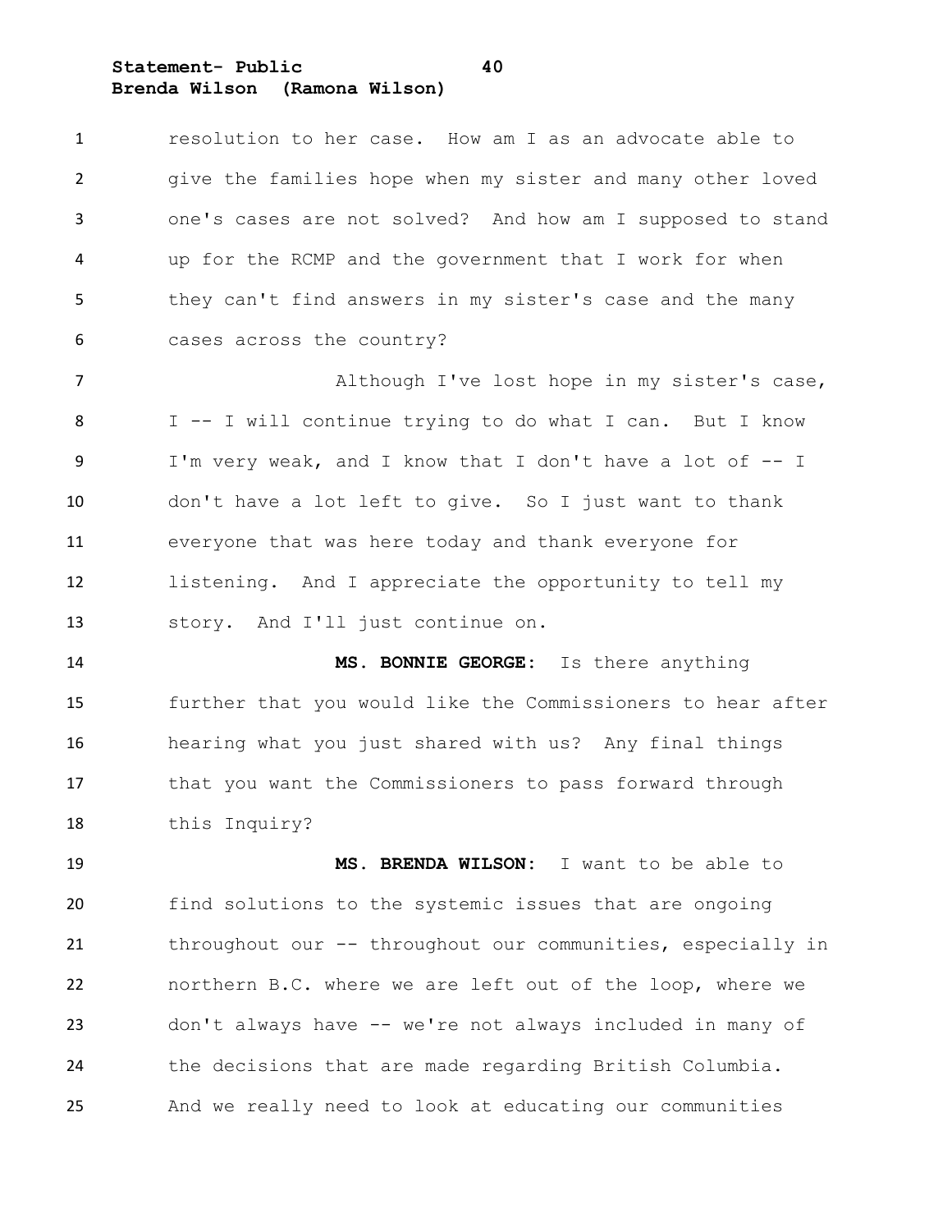resolution to her case. How am I as an advocate able to give the families hope when my sister and many other loved one's cases are not solved? And how am I supposed to stand up for the RCMP and the government that I work for when they can't find answers in my sister's case and the many cases across the country?

Although I've lost hope in my sister's case, I -- I will continue trying to do what I can. But I know I'm very weak, and I know that I don't have a lot of -- I don't have a lot left to give. So I just want to thank everyone that was here today and thank everyone for listening. And I appreciate the opportunity to tell my story. And I'll just continue on.

**MS. BONNIE GEORGE:** Is there anything further that you would like the Commissioners to hear after hearing what you just shared with us? Any final things that you want the Commissioners to pass forward through this Inquiry?

**MS. BRENDA WILSON:** I want to be able to find solutions to the systemic issues that are ongoing throughout our -- throughout our communities, especially in northern B.C. where we are left out of the loop, where we don't always have -- we're not always included in many of the decisions that are made regarding British Columbia. And we really need to look at educating our communities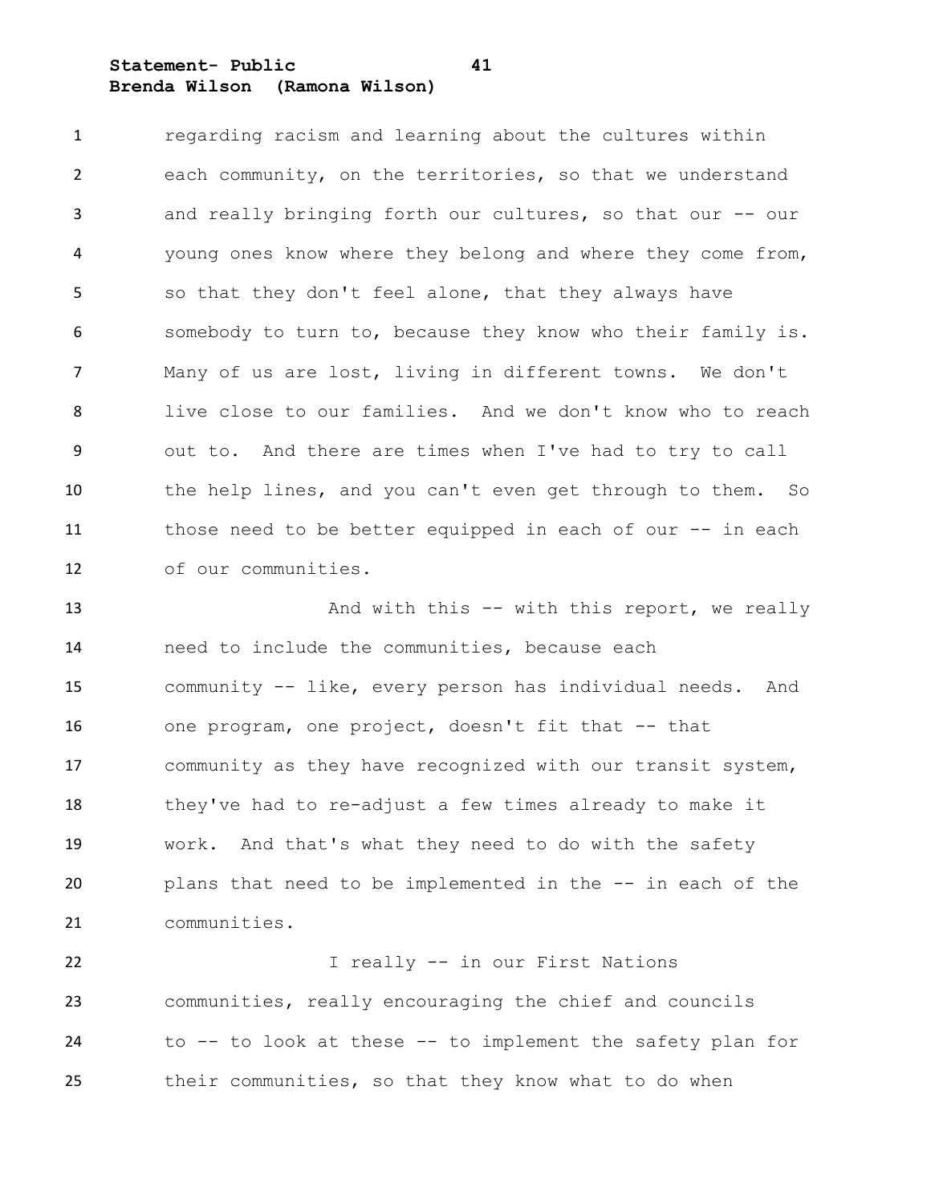regarding racism and learning about the cultures within each community, on the territories, so that we understand and really bringing forth our cultures, so that our -- our young ones know where they belong and where they come from, so that they don't feel alone, that they always have somebody to turn to, because they know who their family is. Many of us are lost, living in different towns. We don't live close to our families. And we don't know who to reach out to. And there are times when I've had to try to call the help lines, and you can't even get through to them. So those need to be better equipped in each of our -- in each of our communities.

And with this -- with this report, we really need to include the communities, because each community -- like, every person has individual needs. And one program, one project, doesn't fit that -- that community as they have recognized with our transit system, they've had to re-adjust a few times already to make it work. And that's what they need to do with the safety plans that need to be implemented in the -- in each of the communities.

I really -- in our First Nations communities, really encouraging the chief and councils to -- to look at these -- to implement the safety plan for their communities, so that they know what to do when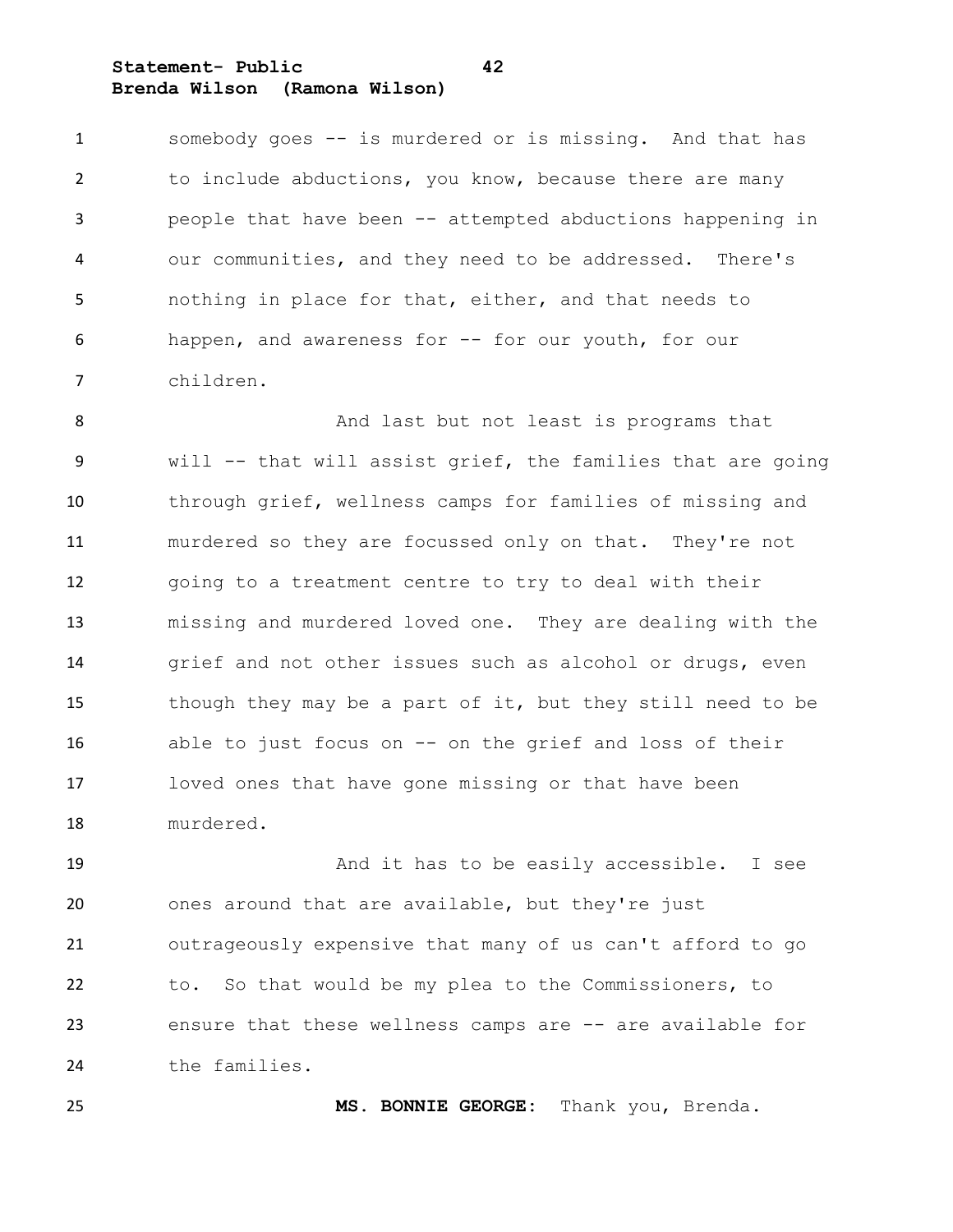somebody goes -- is murdered or is missing. And that has to include abductions, you know, because there are many people that have been -- attempted abductions happening in our communities, and they need to be addressed. There's nothing in place for that, either, and that needs to happen, and awareness for -- for our youth, for our children.

And last but not least is programs that will -- that will assist grief, the families that are going through grief, wellness camps for families of missing and murdered so they are focussed only on that. They're not going to a treatment centre to try to deal with their missing and murdered loved one. They are dealing with the grief and not other issues such as alcohol or drugs, even though they may be a part of it, but they still need to be able to just focus on -- on the grief and loss of their loved ones that have gone missing or that have been murdered.

And it has to be easily accessible. I see ones around that are available, but they're just outrageously expensive that many of us can't afford to go to. So that would be my plea to the Commissioners, to ensure that these wellness camps are -- are available for the families.

**MS. BONNIE GEORGE:** Thank you, Brenda.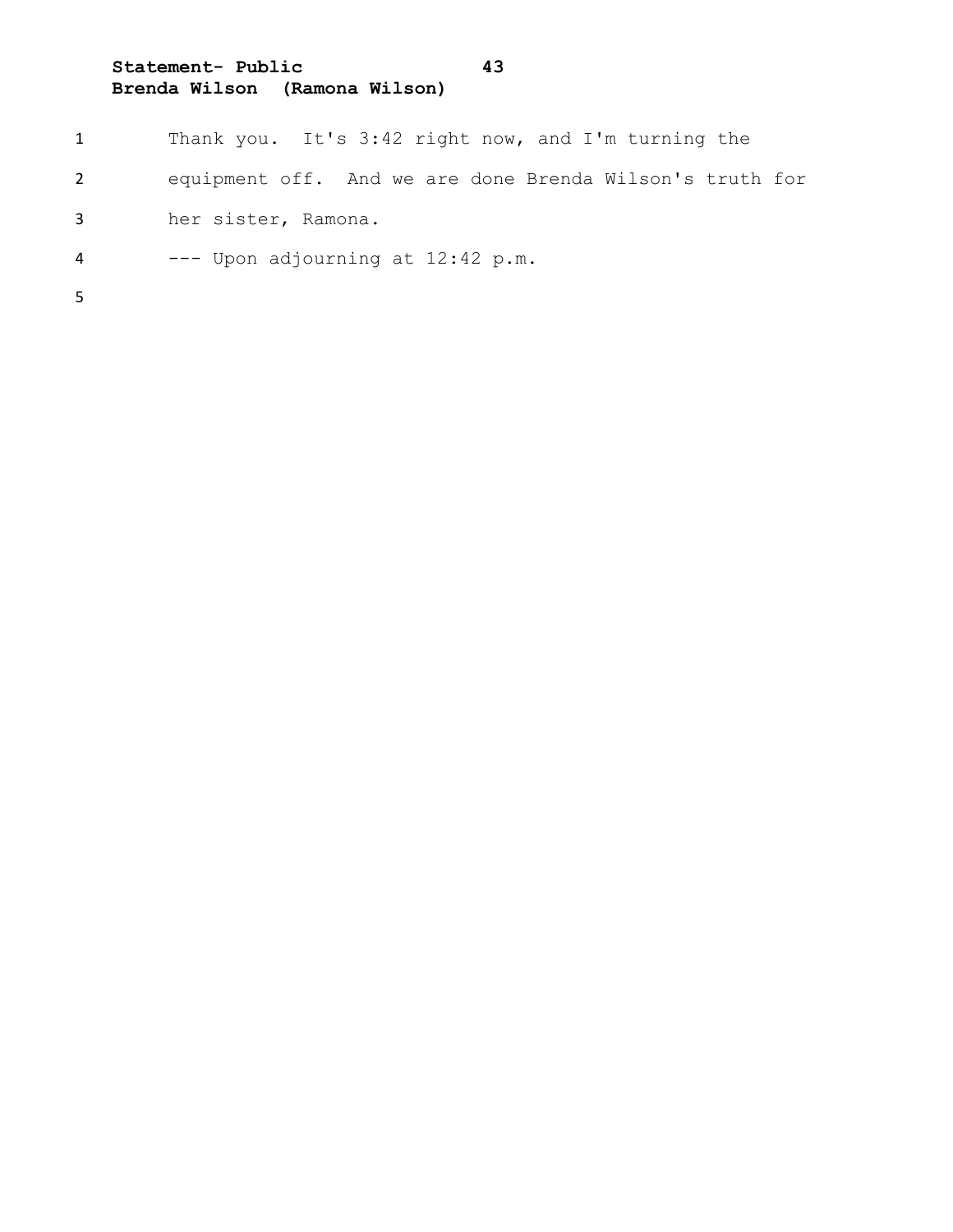Thank you. It's 3:42 right now, and I'm turning the equipment off. And we are done Brenda Wilson's truth for her sister, Ramona.

--- Upon adjourning at 12:42 p.m.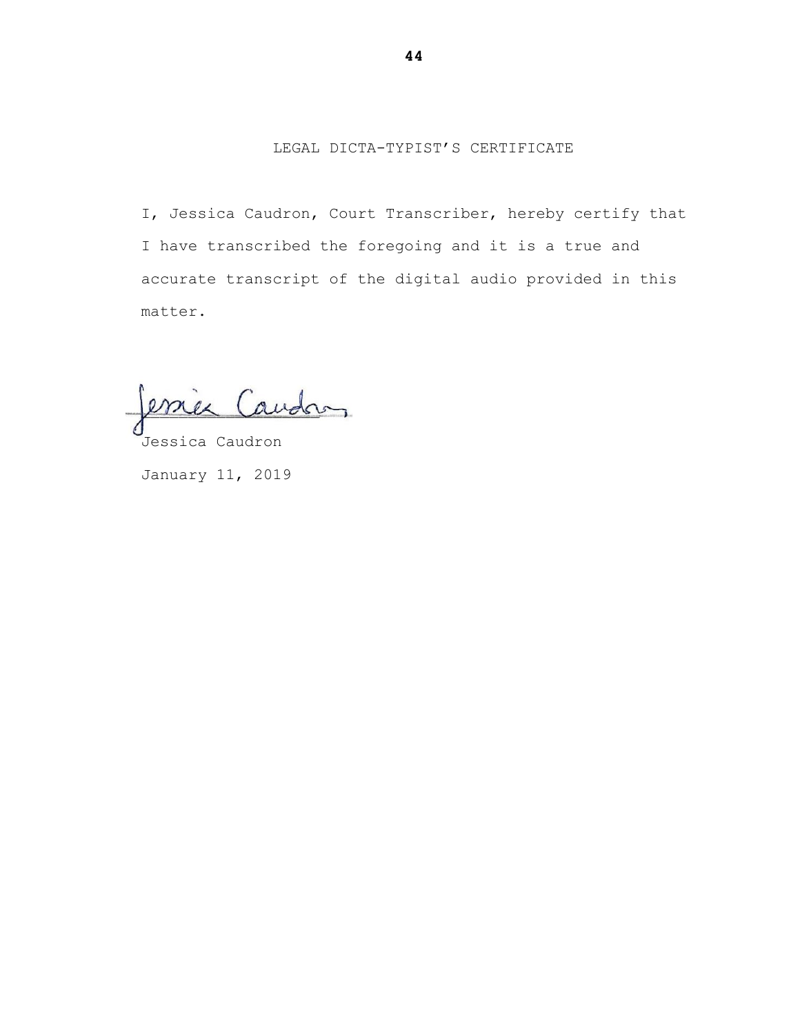LEGAL DICTA-TYPIST'S CERTIFICATE

I, Jessica Caudron, Court Transcriber, hereby certify that I have transcribed the foregoing and it is a true and accurate transcript of the digital audio provided in this matter.

Jessica Caudron

January 11, 2019